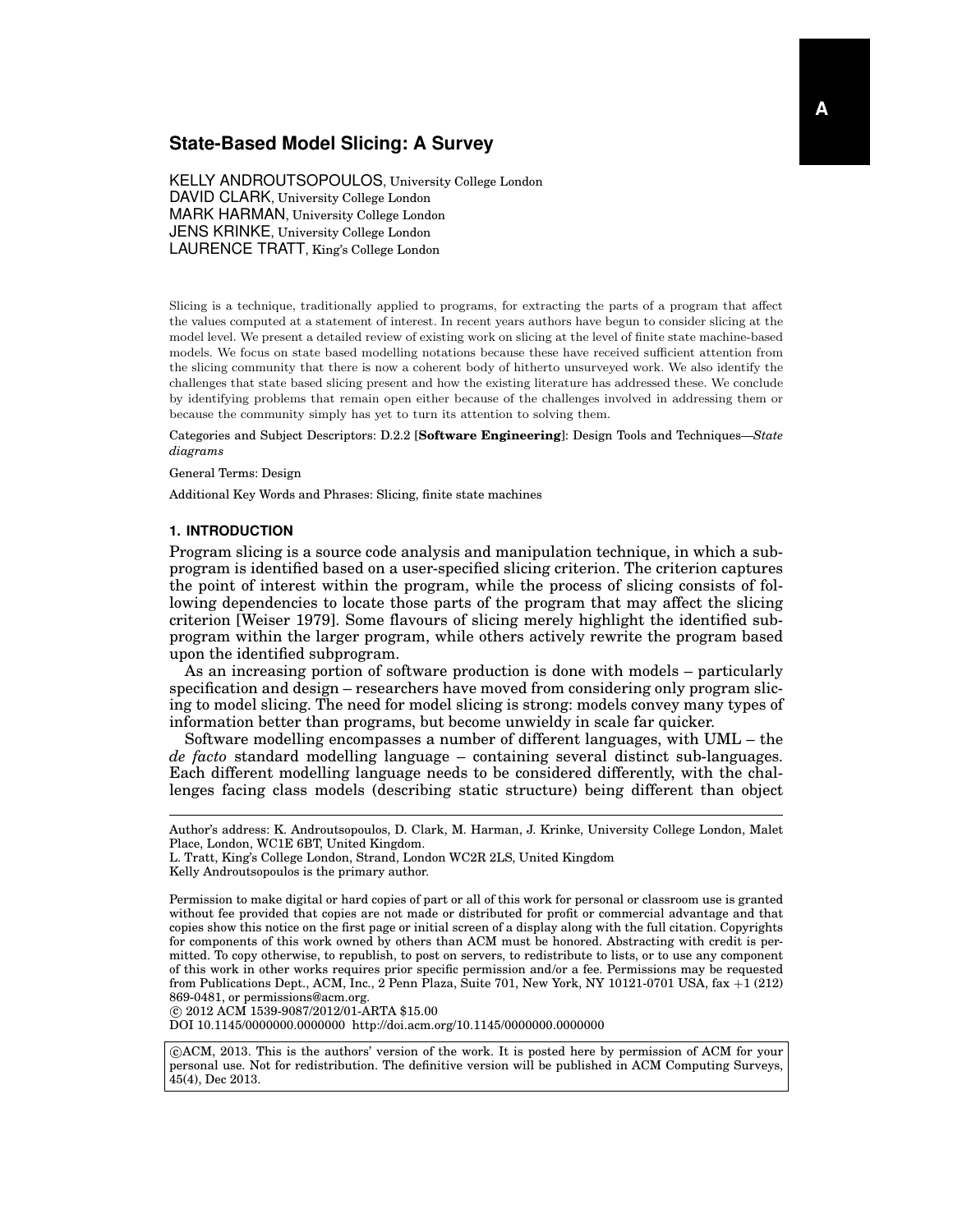# State-Based Model Slicing: A Survey

KELLY ANDROUTSOPOULOS, University College London
DAVID CLARK, University College London
MARK HARMAN, University College London
JENS KRINKE, University College London
LAURENCE TRATT, King's College London

Slicing is a technique, traditionally applied to programs, for extracting the parts of a program that affect the values computed at a statement of interest. In recent years authors have begun to consider slicing at the model level. We present a detailed review of existing work on slicing at the level of finite state machine-based models. We focus on state based modelling notations because these have received sufficient attention from the slicing community that there is now a coherent body of hitherto unsurveyed work. We also identify the challenges that state based slicing present and how the existing literature has addressed these. We conclude by identifying problems that remain open either because of the challenges involved in addressing them or because the community simply has yet to turn its attention to solving them.

Categories and Subject Descriptors: D.2.2 [**Software Engineering**]: Design Tools and Techniques—*State diagrams*

General Terms: Design

Additional Key Words and Phrases: Slicing, finite state machines

## 1. INTRODUCTION

Program slicing is a source code analysis and manipulation technique, in which a subprogram is identified based on a user-specified slicing criterion. The criterion captures the point of interest within the program, while the process of slicing consists of following dependencies to locate those parts of the program that may affect the slicing criterion [Weiser 1979]. Some flavours of slicing merely highlight the identified subprogram within the larger program, while others actively rewrite the program based upon the identified subprogram.

As an increasing portion of software production is done with models – particularly specification and design – researchers have moved from considering only program slicing to model slicing. The need for model slicing is strong: models convey many types of information better than programs, but become unwieldy in scale far quicker.

Software modelling encompasses a number of different languages, with UML – the *de facto* standard modelling language – containing several distinct sub-languages. Each different modelling language needs to be considered differently, with the challenges facing class models (describing static structure) being different than object

---

Author's address: K. Androutsopoulos, D. Clark, M. Harman, J. Krinke, University College London, Malet Place, London, WC1E 6BT, United Kingdom.
L. Tratt, King's College London, Strand, London WC2R 2LS, United Kingdom
Kelly Androutsopoulos is the primary author.

Permission to make digital or hard copies of part or all of this work for personal or classroom use is granted without fee provided that copies are not made or distributed for profit or commercial advantage and that copies show this notice on the first page or initial screen of a display along with the full citation. Copyrights for components of this work owned by others than ACM must be honored. Abstracting with credit is permitted. To copy otherwise, to republish, to post on servers, to redistribute to lists, or to use any component of this work in other works requires prior specific permission and/or a fee. Permissions may be requested from Publications Dept., ACM, Inc., 2 Penn Plaza, Suite 701, New York, NY 10121-0701 USA, fax +1 (212) 869-0481, or permissions@acm.org.
© 2012 ACM 1539-9087/2012/01-ARTA $15.00
DOI 10.1145/0000000.0000000 http://doi.acm.org/10.1145/0000000.0000000

©ACM, 2013. This is the authors' version of the work. It is posted here by permission of ACM for your personal use. Not for redistribution. The definitive version will be published in ACM Computing Surveys, 45(4), Dec 2013.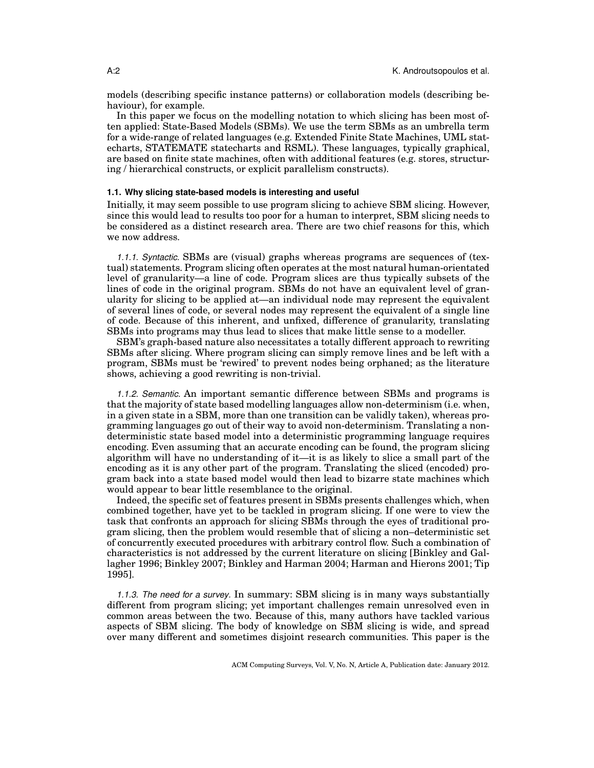models (describing specific instance patterns) or collaboration models (describing behaviour), for example.

In this paper we focus on the modelling notation to which slicing has been most often applied: State-Based Models (SBMs). We use the term SBMs as an umbrella term for a wide-range of related languages (e.g. Extended Finite State Machines, UML statecharts, STATEMATE statecharts and RSML). These languages, typically graphical, are based on finite state machines, often with additional features (e.g. stores, structuring / hierarchical constructs, or explicit parallelism constructs).

### 1.1. Why slicing state-based models is interesting and useful

Initially, it may seem possible to use program slicing to achieve SBM slicing. However, since this would lead to results too poor for a human to interpret, SBM slicing needs to be considered as a distinct research area. There are two chief reasons for this, which we now address.

*1.1.1. Syntactic.* SBMs are (visual) graphs whereas programs are sequences of (textual) statements. Program slicing often operates at the most natural human-orientated level of granularity—a line of code. Program slices are thus typically subsets of the lines of code in the original program. SBMs do not have an equivalent level of granularity for slicing to be applied at—an individual node may represent the equivalent of several lines of code, or several nodes may represent the equivalent of a single line of code. Because of this inherent, and unfixed, difference of granularity, translating SBMs into programs may thus lead to slices that make little sense to a modeller.

SBM's graph-based nature also necessitates a totally different approach to rewriting SBMs after slicing. Where program slicing can simply remove lines and be left with a program, SBMs must be 'rewired' to prevent nodes being orphaned; as the literature shows, achieving a good rewriting is non-trivial.

*1.1.2. Semantic.* An important semantic difference between SBMs and programs is that the majority of state based modelling languages allow non-determinism (i.e. when, in a given state in a SBM, more than one transition can be validly taken), whereas programming languages go out of their way to avoid non-determinism. Translating a non-deterministic state based model into a deterministic programming language requires encoding. Even assuming that an accurate encoding can be found, the program slicing algorithm will have no understanding of it—it is as likely to slice a small part of the encoding as it is any other part of the program. Translating the sliced (encoded) program back into a state based model would then lead to bizarre state machines which would appear to bear little resemblance to the original.

Indeed, the specific set of features present in SBMs presents challenges which, when combined together, have yet to be tackled in program slicing. If one were to view the task that confronts an approach for slicing SBMs through the eyes of traditional program slicing, then the problem would resemble that of slicing a non–deterministic set of concurrently executed procedures with arbitrary control flow. Such a combination of characteristics is not addressed by the current literature on slicing [Binkley and Gallagher 1996; Binkley 2007; Binkley and Harman 2004; Harman and Hierons 2001; Tip 1995].

*1.1.3. The need for a survey.* In summary: SBM slicing is in many ways substantially different from program slicing; yet important challenges remain unresolved even in common areas between the two. Because of this, many authors have tackled various aspects of SBM slicing. The body of knowledge on SBM slicing is wide, and spread over many different and sometimes disjoint research communities. This paper is the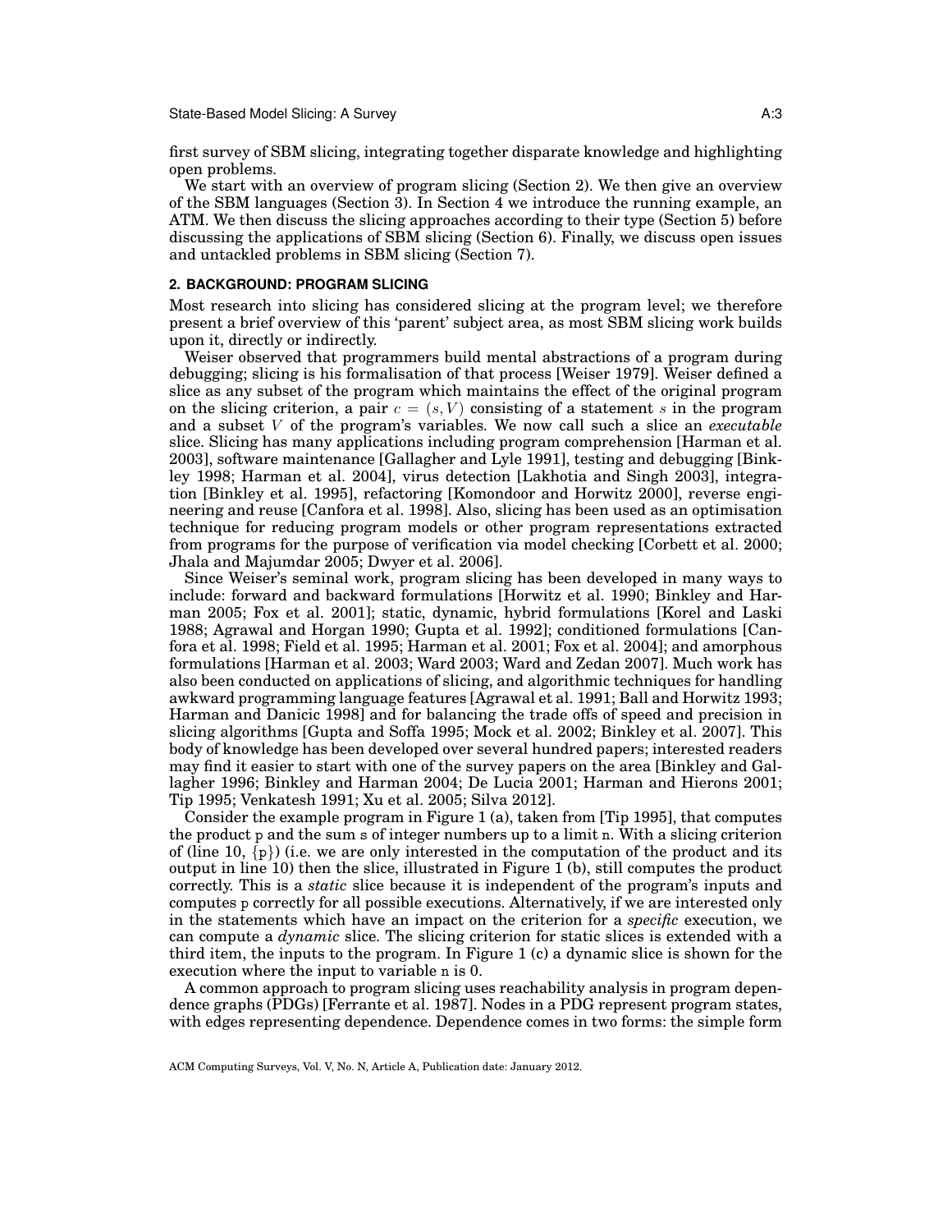first survey of SBM slicing, integrating together disparate knowledge and highlighting open problems.

We start with an overview of program slicing (Section 2). We then give an overview of the SBM languages (Section 3). In Section 4 we introduce the running example, an ATM. We then discuss the slicing approaches according to their type (Section 5) before discussing the applications of SBM slicing (Section 6). Finally, we discuss open issues and untackled problems in SBM slicing (Section 7).

## 2. BACKGROUND: PROGRAM SLICING

Most research into slicing has considered slicing at the program level; we therefore present a brief overview of this 'parent' subject area, as most SBM slicing work builds upon it, directly or indirectly.

Weiser observed that programmers build mental abstractions of a program during debugging; slicing is his formalisation of that process [Weiser 1979]. Weiser defined a slice as any subset of the program which maintains the effect of the original program on the slicing criterion, a pair $c = (s, V)$ consisting of a statement $s$ in the program and a subset $V$ of the program's variables. We now call such a slice an *executable* slice. Slicing has many applications including program comprehension [Harman et al. 2003], software maintenance [Gallagher and Lyle 1991], testing and debugging [Binkley 1998; Harman et al. 2004], virus detection [Lakhotia and Singh 2003], integration [Binkley et al. 1995], refactoring [Komondoor and Horwitz 2000], reverse engineering and reuse [Canfora et al. 1998]. Also, slicing has been used as an optimisation technique for reducing program models or other program representations extracted from programs for the purpose of verification via model checking [Corbett et al. 2000; Jhala and Majumdar 2005; Dwyer et al. 2006].

Since Weiser's seminal work, program slicing has been developed in many ways to include: forward and backward formulations [Horwitz et al. 1990; Binkley and Harman 2005; Fox et al. 2001]; static, dynamic, hybrid formulations [Korel and Laski 1988; Agrawal and Horgan 1990; Gupta et al. 1992]; conditioned formulations [Canfora et al. 1998; Field et al. 1995; Harman et al. 2001; Fox et al. 2004]; and amorphous formulations [Harman et al. 2003; Ward 2003; Ward and Zedan 2007]. Much work has also been conducted on applications of slicing, and algorithmic techniques for handling awkward programming language features [Agrawal et al. 1991; Ball and Horwitz 1993; Harman and Danicic 1998] and for balancing the trade offs of speed and precision in slicing algorithms [Gupta and Soffa 1995; Mock et al. 2002; Binkley et al. 2007]. This body of knowledge has been developed over several hundred papers; interested readers may find it easier to start with one of the survey papers on the area [Binkley and Gallagher 1996; Binkley and Harman 2004; De Lucia 2001; Harman and Hierons 2001; Tip 1995; Venkatesh 1991; Xu et al. 2005; Silva 2012].

Consider the example program in Figure 1 (a), taken from [Tip 1995], that computes the product p and the sum s of integer numbers up to a limit n. With a slicing criterion of (line 10, {p}) (i.e. we are only interested in the computation of the product and its output in line 10) then the slice, illustrated in Figure 1 (b), still computes the product correctly. This is a *static* slice because it is independent of the program's inputs and computes p correctly for all possible executions. Alternatively, if we are interested only in the statements which have an impact on the criterion for a *specific* execution, we can compute a *dynamic* slice. The slicing criterion for static slices is extended with a third item, the inputs to the program. In Figure 1 (c) a dynamic slice is shown for the execution where the input to variable n is 0.

A common approach to program slicing uses reachability analysis in program dependence graphs (PDGs) [Ferrante et al. 1987]. Nodes in a PDG represent program states, with edges representing dependence. Dependence comes in two forms: the simple form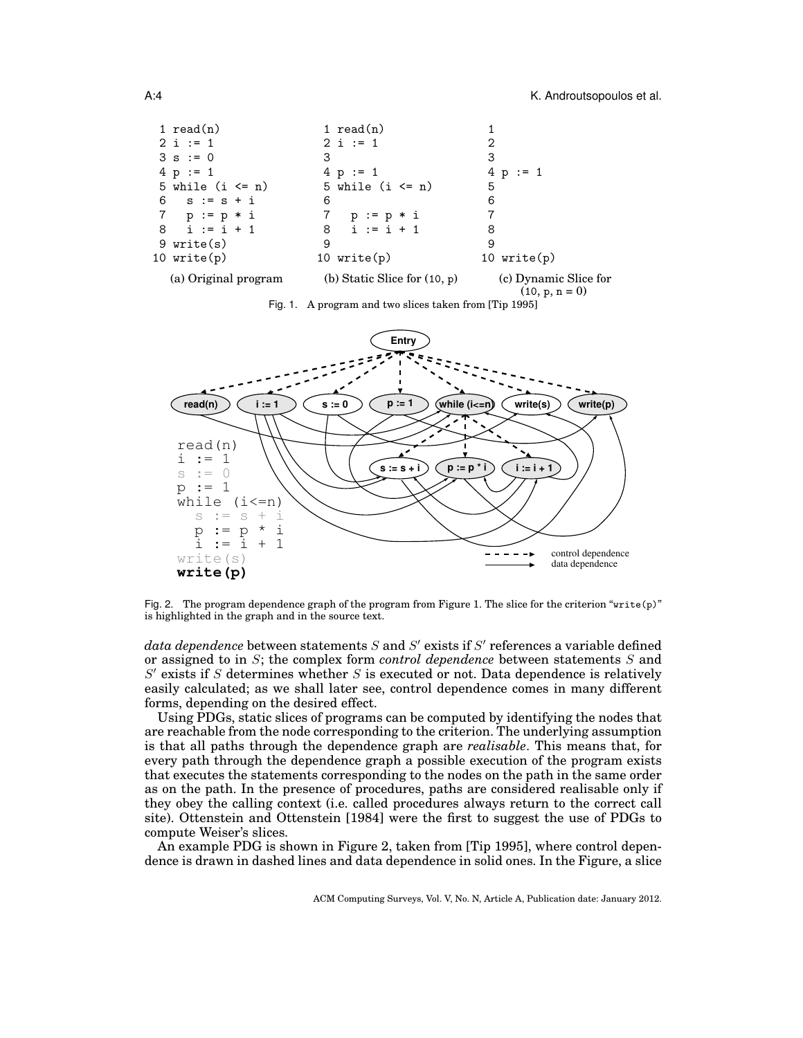```
 1 read(n)              1 read(n)              1
 2 i := 1               2 i := 1               2
 3 s := 0               3                      3
 4 p := 1               4 p := 1               4 p := 1
 5 while (i <= n)       5 while (i <= n)       5
 6   s := s + i         6                      6
 7   p := p * i         7   p := p * i         7
 8   i := i + 1         8   i := i + 1         8
 9 write(s)             9                      9
10 write(p)            10 write(p)            10 write(p)
```

(a) Original program (b) Static Slice for (10, p) (c) Dynamic Slice for (10, p, n = 0)

Fig. 1. A program and two slices taken from [Tip 1995]

```
read(n)
i := 1
s := 0
p := 1
while (i<=n)
  s := s + i
  p := p * i
  i := i + 1
write(s)
write(p)
```

Fig. 2. The program dependence graph of the program from Figure 1. The slice for the criterion "write(p)" is highlighted in the graph and in the source text.

*data dependence* between statements $S$ and $S'$ exists if $S'$ references a variable defined or assigned to in $S$; the complex form *control dependence* between statements $S$ and $S'$ exists if $S$ determines whether $S$ is executed or not. Data dependence is relatively easily calculated; as we shall later see, control dependence comes in many different forms, depending on the desired effect.

Using PDGs, static slices of programs can be computed by identifying the nodes that are reachable from the node corresponding to the criterion. The underlying assumption is that all paths through the dependence graph are *realisable*. This means that, for every path through the dependence graph a possible execution of the program exists that executes the statements corresponding to the nodes on the path in the same order as on the path. In the presence of procedures, paths are considered realisable only if they obey the calling context (i.e. called procedures always return to the correct call site). Ottenstein and Ottenstein [1984] were the first to suggest the use of PDGs to compute Weiser's slices.

An example PDG is shown in Figure 2, taken from [Tip 1995], where control dependence is drawn in dashed lines and data dependence in solid ones. In the Figure, a slice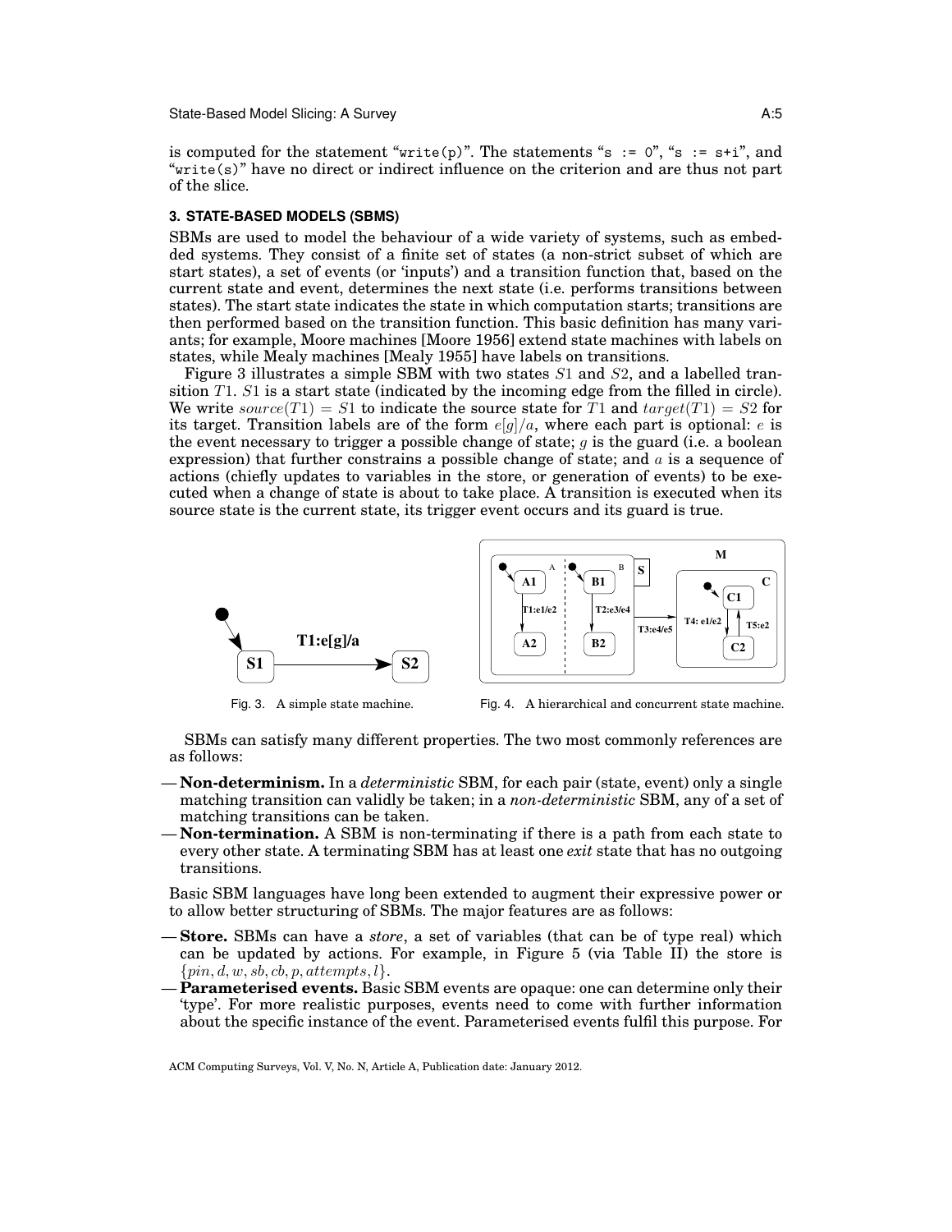is computed for the statement "`write(p)`". The statements "`s := 0`", "`s := s+i`", and "`write(s)`" have no direct or indirect influence on the criterion and are thus not part of the slice.

## 3. STATE-BASED MODELS (SBMS)

SBMs are used to model the behaviour of a wide variety of systems, such as embedded systems. They consist of a finite set of states (a non-strict subset of which are start states), a set of events (or 'inputs') and a transition function that, based on the current state and event, determines the next state (i.e. performs transitions between states). The start state indicates the state in which computation starts; transitions are then performed based on the transition function. This basic definition has many variants; for example, Moore machines [Moore 1956] extend state machines with labels on states, while Mealy machines [Mealy 1955] have labels on transitions.

Figure 3 illustrates a simple SBM with two states $S1$ and $S2$, and a labelled transition $T1$. $S1$ is a start state (indicated by the incoming edge from the filled in circle). We write $source(T1) = S1$ to indicate the source state for $T1$ and $target(T1) = S2$ for its target. Transition labels are of the form $e[g]/a$, where each part is optional: $e$ is the event necessary to trigger a possible change of state; $g$ is the guard (i.e. a boolean expression) that further constrains a possible change of state; and $a$ is a sequence of actions (chiefly updates to variables in the store, or generation of events) to be executed when a change of state is about to take place. A transition is executed when its source state is the current state, its trigger event occurs and its guard is true.

Fig. 3. A simple state machine.

Fig. 4. A hierarchical and concurrent state machine.

SBMs can satisfy many different properties. The two most commonly references are as follows:

- **Non-determinism.** In a *deterministic* SBM, for each pair (state, event) only a single matching transition can validly be taken; in a *non-deterministic* SBM, any of a set of matching transitions can be taken.
- **Non-termination.** A SBM is non-terminating if there is a path from each state to every other state. A terminating SBM has at least one *exit* state that has no outgoing transitions.

Basic SBM languages have long been extended to augment their expressive power or to allow better structuring of SBMs. The major features are as follows:

- **Store.** SBMs can have a *store*, a set of variables (that can be of type real) which can be updated by actions. For example, in Figure 5 (via Table II) the store is $\{pin, d, w, sb, cb, p, attempts, l\}$.
- **Parameterised events.** Basic SBM events are opaque: one can determine only their 'type'. For more realistic purposes, events need to come with further information about the specific instance of the event. Parameterised events fulfil this purpose. For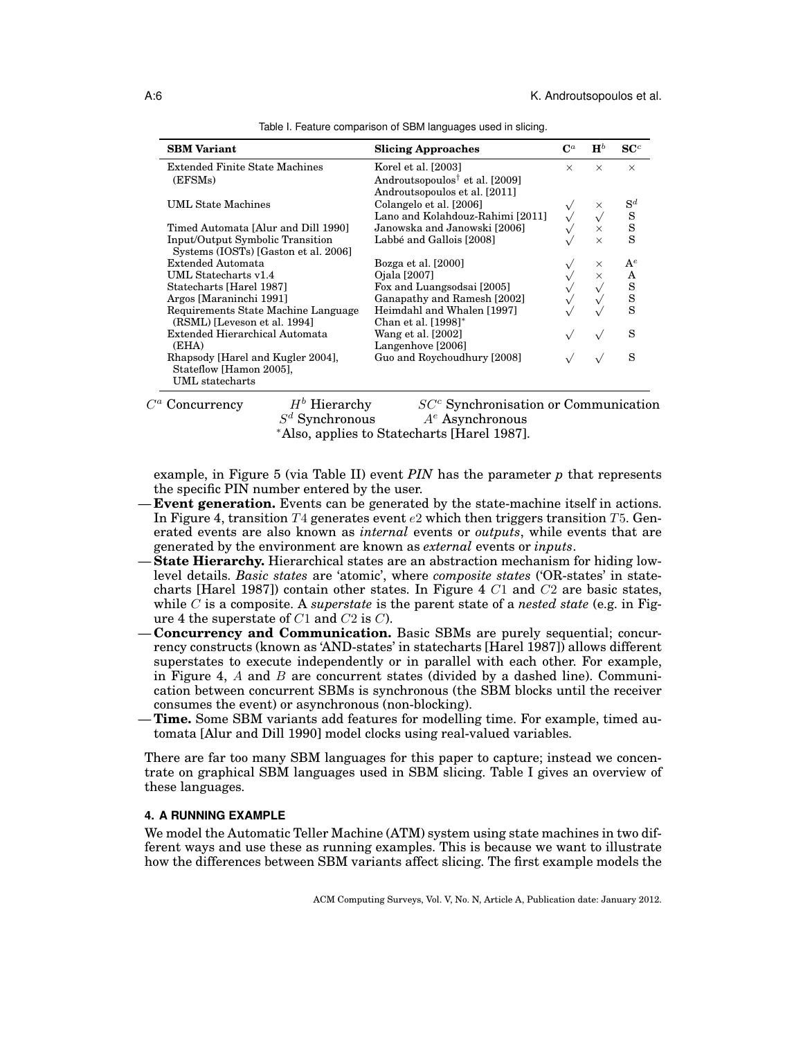Table I. Feature comparison of SBM languages used in slicing.

| SBM Variant | Slicing Approaches | $\mathbf{C}^a$ | $\mathbf{H}^b$ | $\mathbf{SC}^c$ |
|---|---|---|---|---|
| Extended Finite State Machines (EFSMs) | Korel et al. [2003] Androutsopoulos[†] et al. [2009] Androutsopoulos et al. [2011] | × | × | × |
| UML State Machines | Colangelo et al. [2006] | √ | × | $\mathbf{S}^d$ |
| | Lano and Kolahdouz-Rahimi [2011] | √ | √ | S |
| Timed Automata [Alur and Dill 1990] | Janowska and Janowski [2006] | √ | × | S |
| Input/Output Symbolic Transition Systems (IOSTs) [Gaston et al. 2006] | Labbé and Gallois [2008] | √ | × | S |
| Extended Automata | Bozga et al. [2000] | √ | × | $\mathbf{A}^e$ |
| UML Statecharts v1.4 | Ojala [2007] | √ | × | A |
| Statecharts [Harel 1987] | Fox and Luangsodsai [2005] | √ | √ | S |
| Argos [Maraninchi 1991] | Ganapathy and Ramesh [2002] | √ | √ | S |
| Requirements State Machine Language (RSML) [Leveson et al. 1994] | Heimdahl and Whalen [1997] Chan et al. [1998]* | √ | √ | S |
| Extended Hierarchical Automata (EHA) | Wang et al. [2002] Langenhove [2006] | √ | √ | S |
| Rhapsody [Harel and Kugler 2004], Stateflow [Hamon 2005], UML statecharts | Guo and Roychoudhury [2008] | √ | √ | S |

$C^a$ Concurrency $H^b$ Hierarchy $SC^c$ Synchronisation or Communication
$S^d$ Synchronous $A^e$ Asynchronous
*Also, applies to Statecharts [Harel 1987].

example, in Figure 5 (via Table II) event ***PIN*** has the parameter ***p*** that represents the specific PIN number entered by the user.

- **Event generation.** Events can be generated by the state-machine itself in actions. In Figure 4, transition $T4$ generates event $e2$ which then triggers transition $T5$. Generated events are also known as *internal* events or *outputs*, while events that are generated by the environment are known as *external* events or *inputs*.
- **State Hierarchy.** Hierarchical states are an abstraction mechanism for hiding low-level details. *Basic states* are 'atomic', where *composite states* ('OR-states' in statecharts [Harel 1987]) contain other states. In Figure 4 $C1$ and $C2$ are basic states, while $C$ is a composite. A *superstate* is the parent state of a *nested state* (e.g. in Figure 4 the superstate of $C1$ and $C2$ is $C$).
- **Concurrency and Communication.** Basic SBMs are purely sequential; concurrency constructs (known as 'AND-states' in statecharts [Harel 1987]) allows different superstates to execute independently or in parallel with each other. For example, in Figure 4, $A$ and $B$ are concurrent states (divided by a dashed line). Communication between concurrent SBMs is synchronous (the SBM blocks until the receiver consumes the event) or asynchronous (non-blocking).
- **Time.** Some SBM variants add features for modelling time. For example, timed automata [Alur and Dill 1990] model clocks using real-valued variables.

There are far too many SBM languages for this paper to capture; instead we concentrate on graphical SBM languages used in SBM slicing. Table I gives an overview of these languages.

## 4. A RUNNING EXAMPLE

We model the Automatic Teller Machine (ATM) system using state machines in two different ways and use these as running examples. This is because we want to illustrate how the differences between SBM variants affect slicing. The first example models the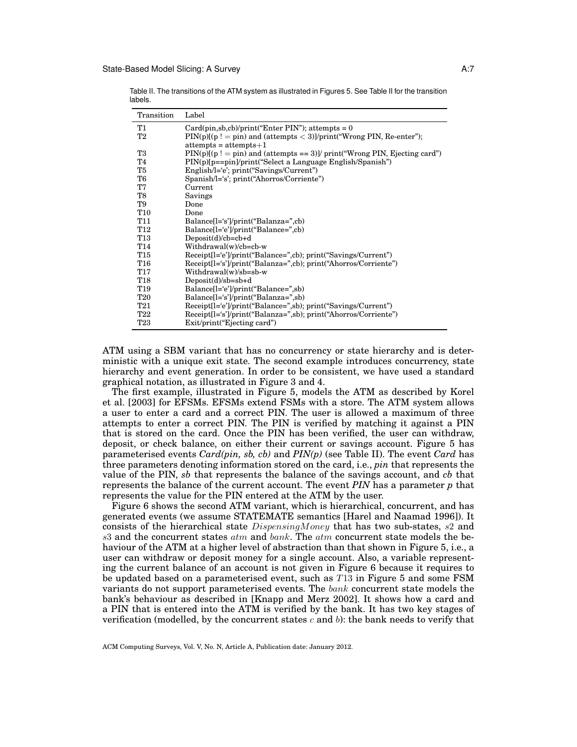Table II. The transitions of the ATM system as illustrated in Figures 5. See Table II for the transition labels.

| Transition | Label |
|---|---|
| T1 | Card(pin,sb,cb)/print("Enter PIN"); attempts = 0 |
| T2 | PIN(p)[(p ! = pin) and (attempts < 3)]/print("Wrong PIN, Re-enter"); attempts = attempts+1 |
| T3 | PIN(p)[(p ! = pin) and (attempts == 3)]/ print("Wrong PIN, Ejecting card") |
| T4 | PIN(p)[p==pin]/print("Select a Language English/Spanish") |
| T5 | English/l='e'; print("Savings/Current") |
| T6 | Spanish/l='s'; print("Ahorros/Corriente") |
| T7 | Current |
| T8 | Savings |
| T9 | Done |
| T10 | Done |
| T11 | Balance[l='s']/print("Balanza=",cb) |
| T12 | Balance[l='e']/print("Balance=",cb) |
| T13 | Deposit(d)/cb=cb+d |
| T14 | Withdrawal(w)/cb=cb-w |
| T15 | Receipt[l='e']/print("Balance=",cb); print("Savings/Current") |
| T16 | Receipt[l='s']/print("Balanza=",cb); print("Ahorros/Corriente") |
| T17 | Withdrawal(w)/sb=sb-w |
| T18 | Deposit(d)/sb=sb+d |
| T19 | Balance[l='e']/print("Balance=",sb) |
| T20 | Balance[l='s']/print("Balanza=",sb) |
| T21 | Receipt[l='e']/print("Balance=",sb); print("Savings/Current") |
| T22 | Receipt[l='s']/print("Balanza=",sb); print("Ahorros/Corriente") |
| T23 | Exit/print("Ejecting card") |

ATM using a SBM variant that has no concurrency or state hierarchy and is deterministic with a unique exit state. The second example introduces concurrency, state hierarchy and event generation. In order to be consistent, we have used a standard graphical notation, as illustrated in Figure 3 and 4.

The first example, illustrated in Figure 5, models the ATM as described by Korel et al. [2003] for EFSMs. EFSMs extend FSMs with a store. The ATM system allows a user to enter a card and a correct PIN. The user is allowed a maximum of three attempts to enter a correct PIN. The PIN is verified by matching it against a PIN that is stored on the card. Once the PIN has been verified, the user can withdraw, deposit, or check balance, on either their current or savings account. Figure 5 has parameterised events *Card(pin, sb, cb)* and *PIN(p)* (see Table II). The event *Card* has three parameters denoting information stored on the card, i.e., *pin* that represents the value of the PIN, *sb* that represents the balance of the savings account, and *cb* that represents the balance of the current account. The event *PIN* has a parameter *p* that represents the value for the PIN entered at the ATM by the user.

Figure 6 shows the second ATM variant, which is hierarchical, concurrent, and has generated events (we assume STATEMATE semantics [Harel and Naamad 1996]). It consists of the hierarchical state $DispensingMoney$ that has two sub-states, $s2$ and $s3$ and the concurrent states $atm$ and $bank$. The $atm$ concurrent state models the behaviour of the ATM at a higher level of abstraction than that shown in Figure 5, i.e., a user can withdraw or deposit money for a single account. Also, a variable representing the current balance of an account is not given in Figure 6 because it requires to be updated based on a parameterised event, such as $T13$ in Figure 5 and some FSM variants do not support parameterised events. The $bank$ concurrent state models the bank's behaviour as described in [Knapp and Merz 2002]. It shows how a card and a PIN that is entered into the ATM is verified by the bank. It has two key stages of verification (modelled, by the concurrent states $c$ and $b$): the bank needs to verify that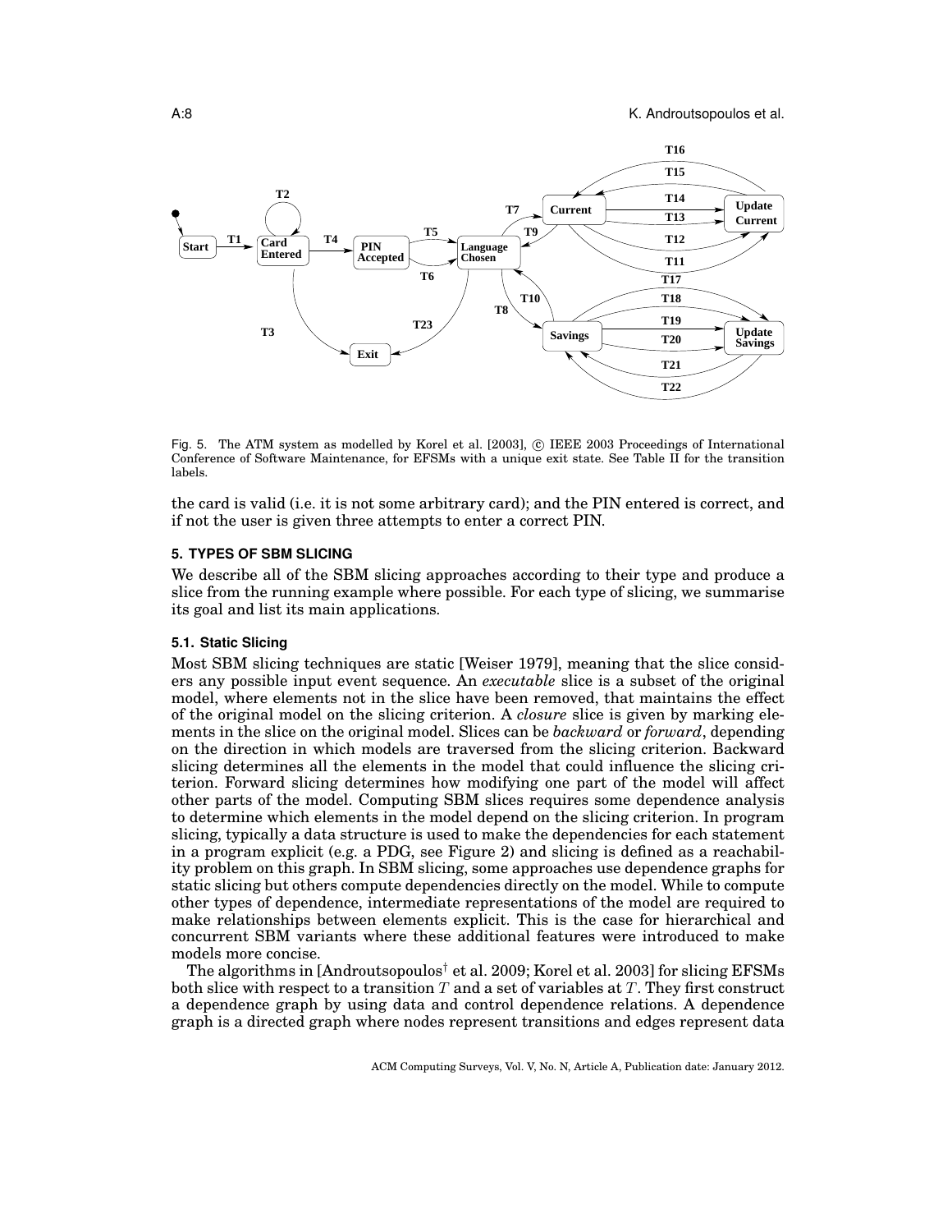Fig. 5. The ATM system as modelled by Korel et al. [2003], © IEEE 2003 Proceedings of International Conference of Software Maintenance, for EFSMs with a unique exit state. See Table II for the transition labels.

the card is valid (i.e. it is not some arbitrary card); and the PIN entered is correct, and if not the user is given three attempts to enter a correct PIN.

## 5. TYPES OF SBM SLICING

We describe all of the SBM slicing approaches according to their type and produce a slice from the running example where possible. For each type of slicing, we summarise its goal and list its main applications.

### 5.1. Static Slicing

Most SBM slicing techniques are static [Weiser 1979], meaning that the slice considers any possible input event sequence. An *executable* slice is a subset of the original model, where elements not in the slice have been removed, that maintains the effect of the original model on the slicing criterion. A *closure* slice is given by marking elements in the slice on the original model. Slices can be *backward* or *forward*, depending on the direction in which models are traversed from the slicing criterion. Backward slicing determines all the elements in the model that could influence the slicing criterion. Forward slicing determines how modifying one part of the model will affect other parts of the model. Computing SBM slices requires some dependence analysis to determine which elements in the model depend on the slicing criterion. In program slicing, typically a data structure is used to make the dependencies for each statement in a program explicit (e.g. a PDG, see Figure 2) and slicing is defined as a reachability problem on this graph. In SBM slicing, some approaches use dependence graphs for static slicing but others compute dependencies directly on the model. While to compute other types of dependence, intermediate representations of the model are required to make relationships between elements explicit. This is the case for hierarchical and concurrent SBM variants where these additional features were introduced to make models more concise.

The algorithms in [Androutsopoulos† et al. 2009; Korel et al. 2003] for slicing EFSMs both slice with respect to a transition $T$ and a set of variables at $T$. They first construct a dependence graph by using data and control dependence relations. A dependence graph is a directed graph where nodes represent transitions and edges represent data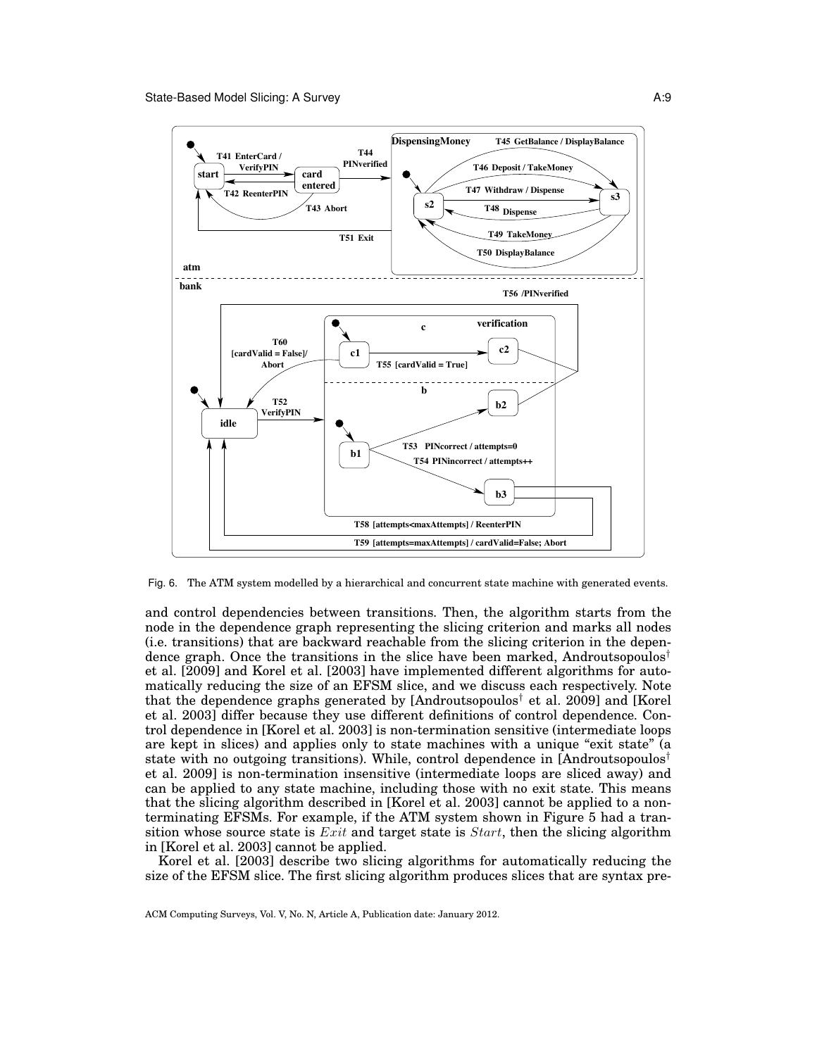Fig. 6. The ATM system modelled by a hierarchical and concurrent state machine with generated events.

and control dependencies between transitions. Then, the algorithm starts from the node in the dependence graph representing the slicing criterion and marks all nodes (i.e. transitions) that are backward reachable from the slicing criterion in the dependence graph. Once the transitions in the slice have been marked, Androutsopoulos† et al. [2009] and Korel et al. [2003] have implemented different algorithms for automatically reducing the size of an EFSM slice, and we discuss each respectively. Note that the dependence graphs generated by [Androutsopoulos† et al. 2009] and [Korel et al. 2003] differ because they use different definitions of control dependence. Control dependence in [Korel et al. 2003] is non-termination sensitive (intermediate loops are kept in slices) and applies only to state machines with a unique "exit state" (a state with no outgoing transitions). While, control dependence in [Androutsopoulos† et al. 2009] is non-termination insensitive (intermediate loops are sliced away) and can be applied to any state machine, including those with no exit state. This means that the slicing algorithm described in [Korel et al. 2003] cannot be applied to a non-terminating EFSMs. For example, if the ATM system shown in Figure 5 had a transition whose source state is $Exit$ and target state is $Start$, then the slicing algorithm in [Korel et al. 2003] cannot be applied.

Korel et al. [2003] describe two slicing algorithms for automatically reducing the size of the EFSM slice. The first slicing algorithm produces slices that are syntax pre-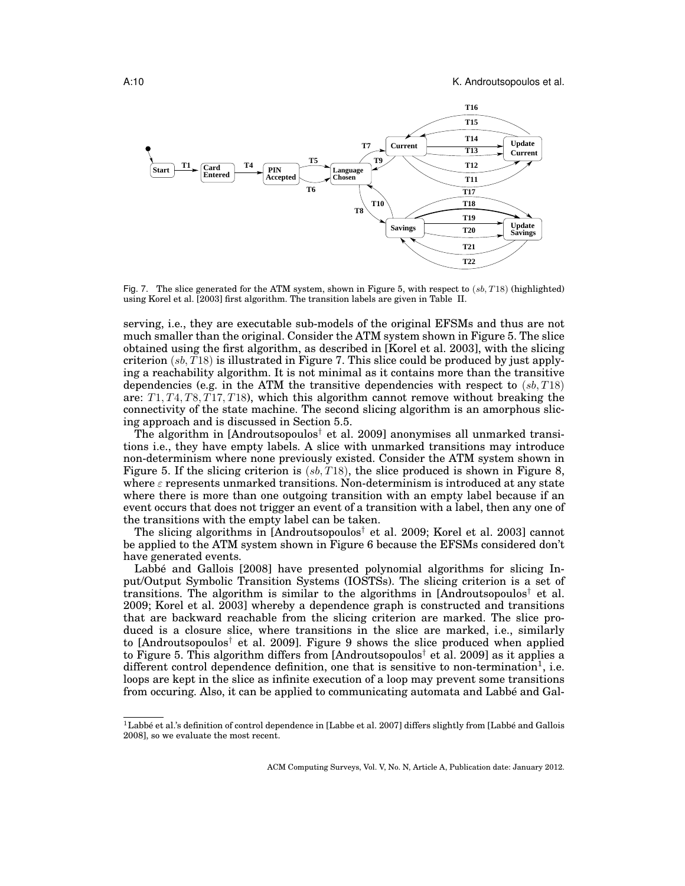Fig. 7. The slice generated for the ATM system, shown in Figure 5, with respect to $(sb, T18)$ (highlighted) using Korel et al. [2003] first algorithm. The transition labels are given in Table II.

serving, i.e., they are executable sub-models of the original EFSMs and thus are not much smaller than the original. Consider the ATM system shown in Figure 5. The slice obtained using the first algorithm, as described in [Korel et al. 2003], with the slicing criterion $(sb, T18)$ is illustrated in Figure 7. This slice could be produced by just applying a reachability algorithm. It is not minimal as it contains more than the transitive dependencies (e.g. in the ATM the transitive dependencies with respect to $(sb, T18)$ are: $T1, T4, T8, T17, T18$), which this algorithm cannot remove without breaking the connectivity of the state machine. The second slicing algorithm is an amorphous slicing approach and is discussed in Section 5.5.

The algorithm in [Androutsopoulos† et al. 2009] anonymises all unmarked transitions i.e., they have empty labels. A slice with unmarked transitions may introduce non-determinism where none previously existed. Consider the ATM system shown in Figure 5. If the slicing criterion is $(sb, T18)$, the slice produced is shown in Figure 8, where $\varepsilon$ represents unmarked transitions. Non-determinism is introduced at any state where there is more than one outgoing transition with an empty label because if an event occurs that does not trigger an event of a transition with a label, then any one of the transitions with the empty label can be taken.

The slicing algorithms in [Androutsopoulos† et al. 2009; Korel et al. 2003] cannot be applied to the ATM system shown in Figure 6 because the EFSMs considered don't have generated events.

Labbé and Gallois [2008] have presented polynomial algorithms for slicing Input/Output Symbolic Transition Systems (IOSTSs). The slicing criterion is a set of transitions. The algorithm is similar to the algorithms in [Androutsopoulos† et al. 2009; Korel et al. 2003] whereby a dependence graph is constructed and transitions that are backward reachable from the slicing criterion are marked. The slice produced is a closure slice, where transitions in the slice are marked, i.e., similarly to [Androutsopoulos† et al. 2009]. Figure 9 shows the slice produced when applied to Figure 5. This algorithm differs from [Androutsopoulos† et al. 2009] as it applies a different control dependence definition, one that is sensitive to non-termination[1], i.e. loops are kept in the slice as infinite execution of a loop may prevent some transitions from occuring. Also, it can be applied to communicating automata and Labbé and Gal-

[1] Labbé et al.'s definition of control dependence in [Labbe et al. 2007] differs slightly from [Labbé and Gallois 2008], so we evaluate the most recent.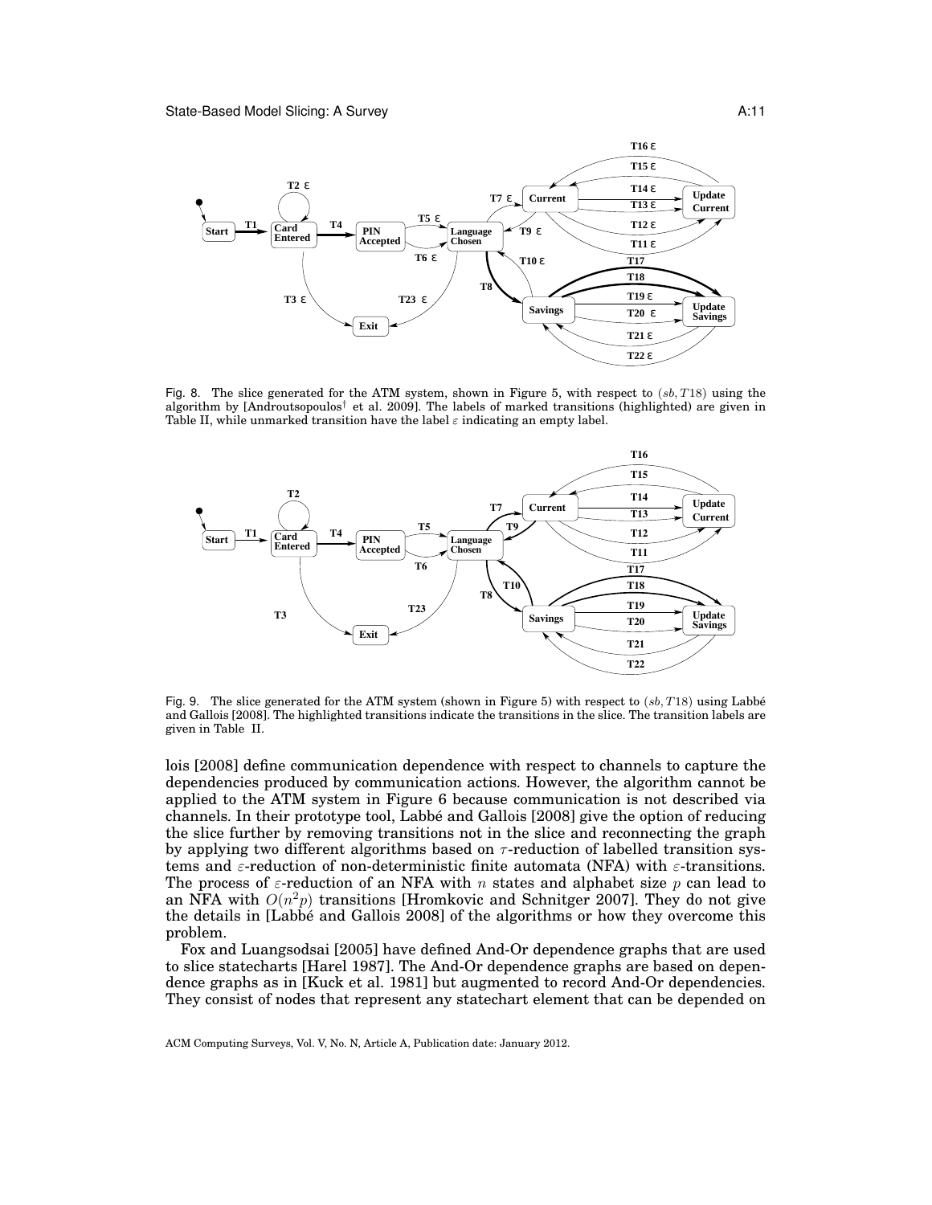Fig. 8. The slice generated for the ATM system, shown in Figure 5, with respect to $(sb, T18)$ using the algorithm by [Androutsopoulos† et al. 2009]. The labels of marked transitions (highlighted) are given in Table II, while unmarked transition have the label $\varepsilon$ indicating an empty label.

Fig. 9. The slice generated for the ATM system (shown in Figure 5) with respect to $(sb, T18)$ using Labbé and Gallois [2008]. The highlighted transitions indicate the transitions in the slice. The transition labels are given in Table II.

lois [2008] define communication dependence with respect to channels to capture the dependencies produced by communication actions. However, the algorithm cannot be applied to the ATM system in Figure 6 because communication is not described via channels. In their prototype tool, Labbé and Gallois [2008] give the option of reducing the slice further by removing transitions not in the slice and reconnecting the graph by applying two different algorithms based on $\tau$-reduction of labelled transition systems and $\varepsilon$-reduction of non-deterministic finite automata (NFA) with $\varepsilon$-transitions. The process of $\varepsilon$-reduction of an NFA with $n$ states and alphabet size $p$ can lead to an NFA with $O(n^2p)$ transitions [Hromkovic and Schnitger 2007]. They do not give the details in [Labbé and Gallois 2008] of the algorithms or how they overcome this problem.

Fox and Luangsodsai [2005] have defined And-Or dependence graphs that are used to slice statecharts [Harel 1987]. The And-Or dependence graphs are based on dependence graphs as in [Kuck et al. 1981] but augmented to record And-Or dependencies. They consist of nodes that represent any statechart element that can be depended on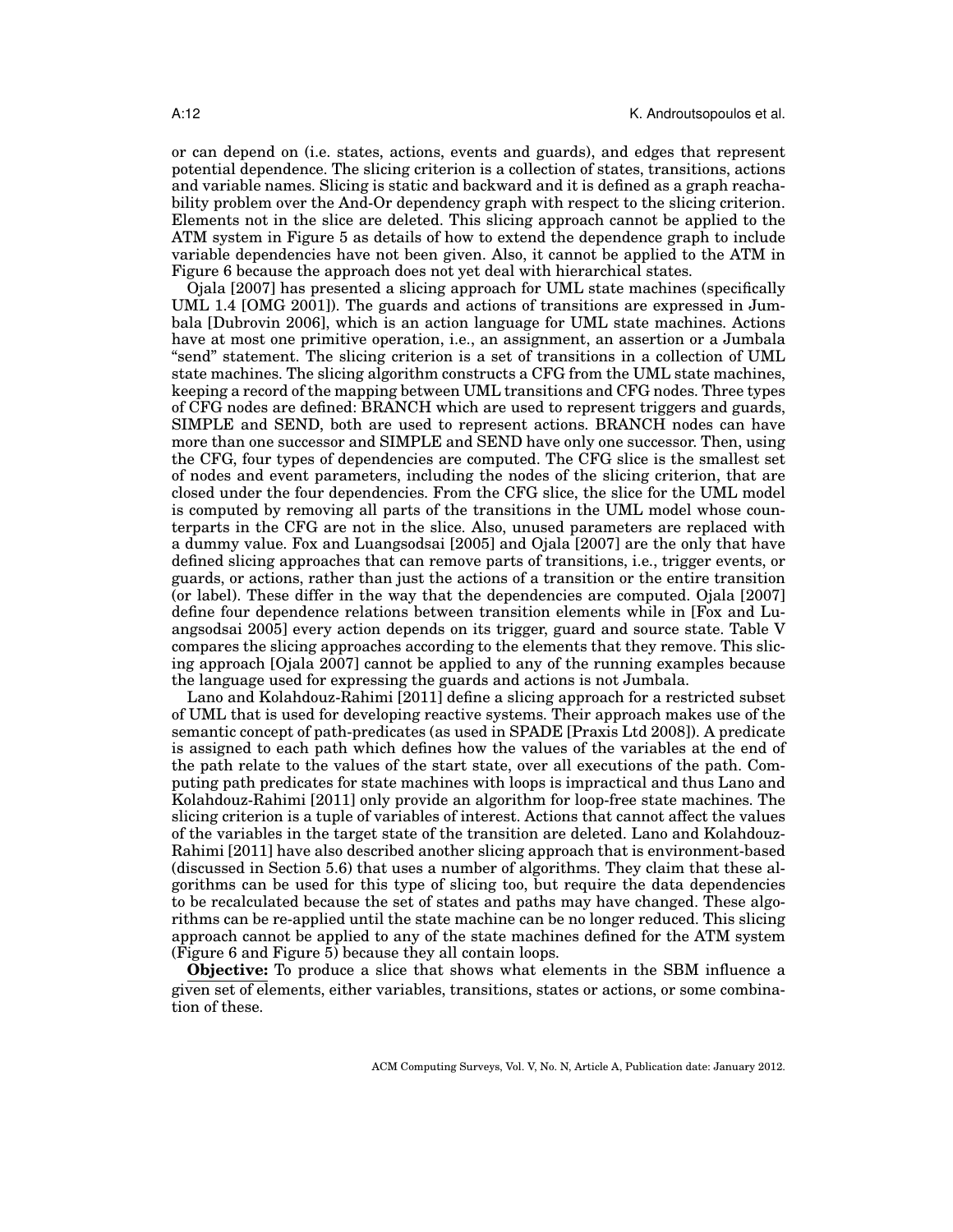or can depend on (i.e. states, actions, events and guards), and edges that represent potential dependence. The slicing criterion is a collection of states, transitions, actions and variable names. Slicing is static and backward and it is defined as a graph reachability problem over the And-Or dependency graph with respect to the slicing criterion. Elements not in the slice are deleted. This slicing approach cannot be applied to the ATM system in Figure 5 as details of how to extend the dependence graph to include variable dependencies have not been given. Also, it cannot be applied to the ATM in Figure 6 because the approach does not yet deal with hierarchical states.

Ojala [2007] has presented a slicing approach for UML state machines (specifically UML 1.4 [OMG 2001]). The guards and actions of transitions are expressed in Jumbala [Dubrovin 2006], which is an action language for UML state machines. Actions have at most one primitive operation, i.e., an assignment, an assertion or a Jumbala "send" statement. The slicing criterion is a set of transitions in a collection of UML state machines. The slicing algorithm constructs a CFG from the UML state machines, keeping a record of the mapping between UML transitions and CFG nodes. Three types of CFG nodes are defined: BRANCH which are used to represent triggers and guards, SIMPLE and SEND, both are used to represent actions. BRANCH nodes can have more than one successor and SIMPLE and SEND have only one successor. Then, using the CFG, four types of dependencies are computed. The CFG slice is the smallest set of nodes and event parameters, including the nodes of the slicing criterion, that are closed under the four dependencies. From the CFG slice, the slice for the UML model is computed by removing all parts of the transitions in the UML model whose counterparts in the CFG are not in the slice. Also, unused parameters are replaced with a dummy value. Fox and Luangsodsai [2005] and Ojala [2007] are the only that have defined slicing approaches that can remove parts of transitions, i.e., trigger events, or guards, or actions, rather than just the actions of a transition or the entire transition (or label). These differ in the way that the dependencies are computed. Ojala [2007] define four dependence relations between transition elements while in [Fox and Luangsodsai 2005] every action depends on its trigger, guard and source state. Table V compares the slicing approaches according to the elements that they remove. This slicing approach [Ojala 2007] cannot be applied to any of the running examples because the language used for expressing the guards and actions is not Jumbala.

Lano and Kolahdouz-Rahimi [2011] define a slicing approach for a restricted subset of UML that is used for developing reactive systems. Their approach makes use of the semantic concept of path-predicates (as used in SPADE [Praxis Ltd 2008]). A predicate is assigned to each path which defines how the values of the variables at the end of the path relate to the values of the start state, over all executions of the path. Computing path predicates for state machines with loops is impractical and thus Lano and Kolahdouz-Rahimi [2011] only provide an algorithm for loop-free state machines. The slicing criterion is a tuple of variables of interest. Actions that cannot affect the values of the variables in the target state of the transition are deleted. Lano and Kolahdouz-Rahimi [2011] have also described another slicing approach that is environment-based (discussed in Section 5.6) that uses a number of algorithms. They claim that these algorithms can be used for this type of slicing too, but require the data dependencies to be recalculated because the set of states and paths may have changed. These algorithms can be re-applied until the state machine can be no longer reduced. This slicing approach cannot be applied to any of the state machines defined for the ATM system (Figure 6 and Figure 5) because they all contain loops.

**Objective:** To produce a slice that shows what elements in the SBM influence a given set of elements, either variables, transitions, states or actions, or some combination of these.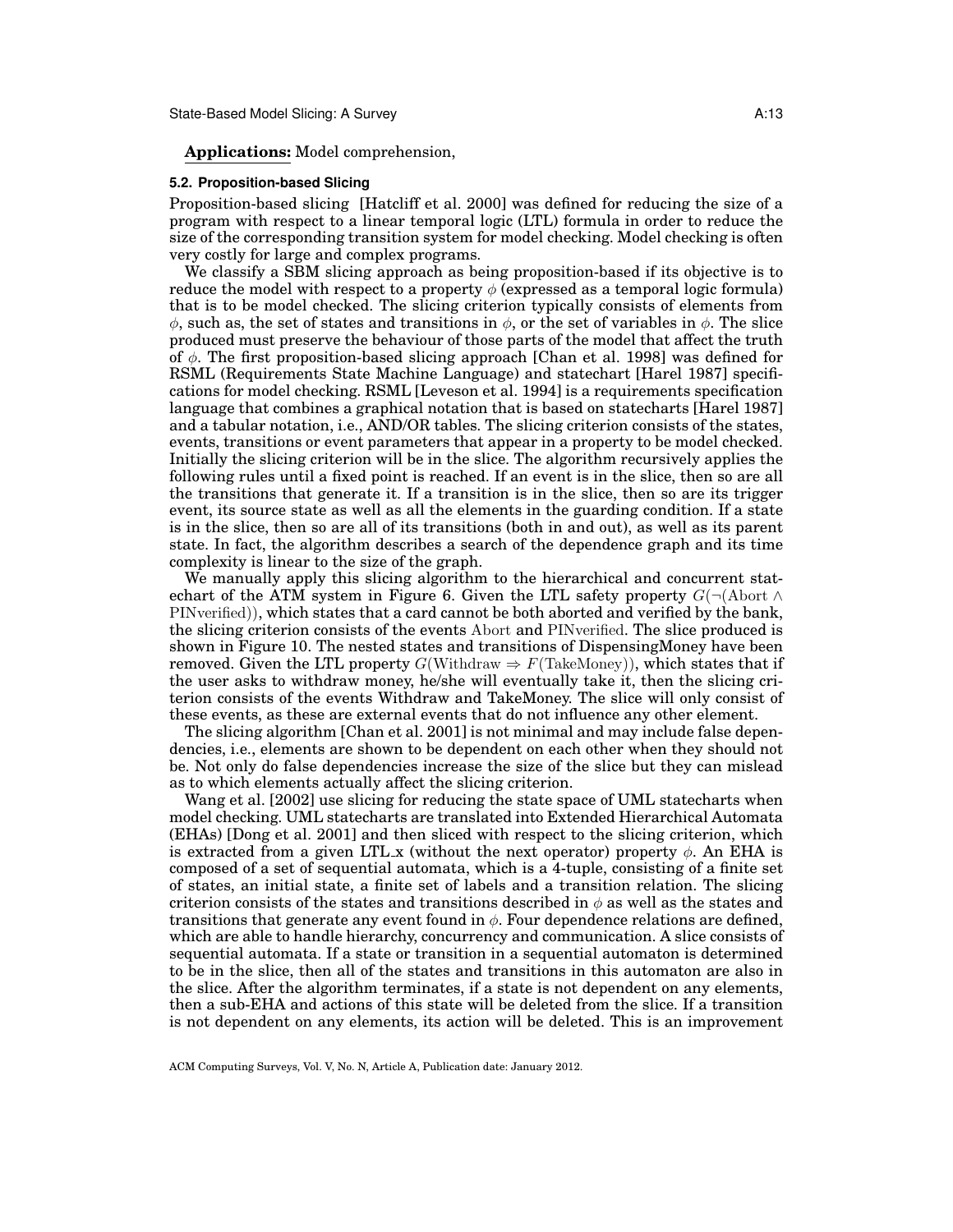**Applications:** Model comprehension,

### 5.2. Proposition-based Slicing

Proposition-based slicing [Hatcliff et al. 2000] was defined for reducing the size of a program with respect to a linear temporal logic (LTL) formula in order to reduce the size of the corresponding transition system for model checking. Model checking is often very costly for large and complex programs.

We classify a SBM slicing approach as being proposition-based if its objective is to reduce the model with respect to a property $\phi$ (expressed as a temporal logic formula) that is to be model checked. The slicing criterion typically consists of elements from $\phi$, such as, the set of states and transitions in $\phi$, or the set of variables in $\phi$. The slice produced must preserve the behaviour of those parts of the model that affect the truth of $\phi$. The first proposition-based slicing approach [Chan et al. 1998] was defined for RSML (Requirements State Machine Language) and statechart [Harel 1987] specifications for model checking. RSML [Leveson et al. 1994] is a requirements specification language that combines a graphical notation that is based on statecharts [Harel 1987] and a tabular notation, i.e., AND/OR tables. The slicing criterion consists of the states, events, transitions or event parameters that appear in a property to be model checked. Initially the slicing criterion will be in the slice. The algorithm recursively applies the following rules until a fixed point is reached. If an event is in the slice, then so are all the transitions that generate it. If a transition is in the slice, then so are its trigger event, its source state as well as all the elements in the guarding condition. If a state is in the slice, then so are all of its transitions (both in and out), as well as its parent state. In fact, the algorithm describes a search of the dependence graph and its time complexity is linear to the size of the graph.

We manually apply this slicing algorithm to the hierarchical and concurrent statechart of the ATM system in Figure 6. Given the LTL safety property $G(\neg(\text{Abort} \wedge \text{PINverified}))$, which states that a card cannot be both aborted and verified by the bank, the slicing criterion consists of the events $\text{Abort}$ and $\text{PINverified}$. The slice produced is shown in Figure 10. The nested states and transitions of DispensingMoney have been removed. Given the LTL property $G(\text{Withdraw} \Rightarrow F(\text{TakeMoney}))$, which states that if the user asks to withdraw money, he/she will eventually take it, then the slicing criterion consists of the events Withdraw and TakeMoney. The slice will only consist of these events, as these are external events that do not influence any other element.

The slicing algorithm [Chan et al. 2001] is not minimal and may include false dependencies, i.e., elements are shown to be dependent on each other when they should not be. Not only do false dependencies increase the size of the slice but they can mislead as to which elements actually affect the slicing criterion.

Wang et al. [2002] use slicing for reducing the state space of UML statecharts when model checking. UML statecharts are translated into Extended Hierarchical Automata (EHAs) [Dong et al. 2001] and then sliced with respect to the slicing criterion, which is extracted from a given LTL_x (without the next operator) property $\phi$. An EHA is composed of a set of sequential automata, which is a 4-tuple, consisting of a finite set of states, an initial state, a finite set of labels and a transition relation. The slicing criterion consists of the states and transitions described in $\phi$ as well as the states and transitions that generate any event found in $\phi$. Four dependence relations are defined, which are able to handle hierarchy, concurrency and communication. A slice consists of sequential automata. If a state or transition in a sequential automaton is determined to be in the slice, then all of the states and transitions in this automaton are also in the slice. After the algorithm terminates, if a state is not dependent on any elements, then a sub-EHA and actions of this state will be deleted from the slice. If a transition is not dependent on any elements, its action will be deleted. This is an improvement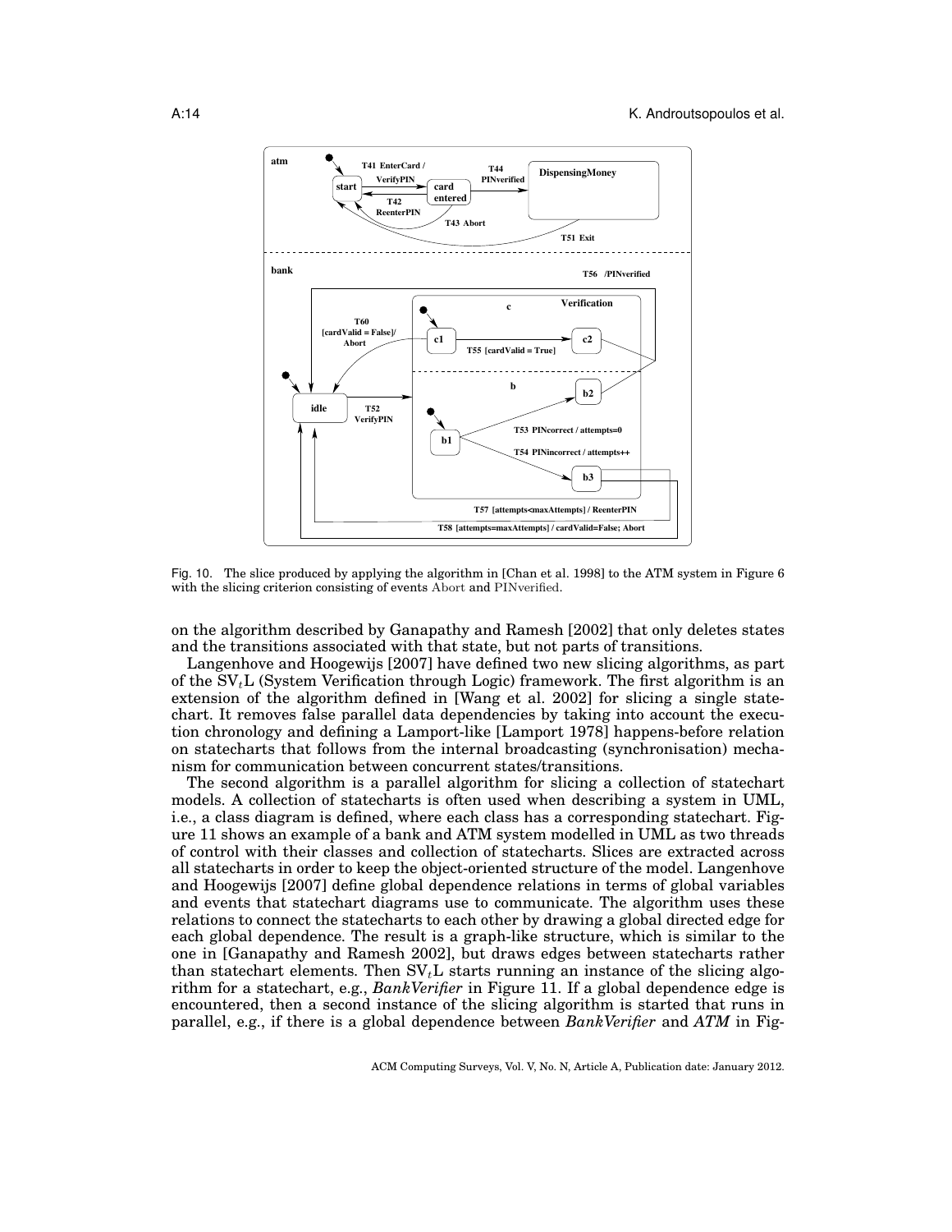Fig. 10. The slice produced by applying the algorithm in [Chan et al. 1998] to the ATM system in Figure 6 with the slicing criterion consisting of events Abort and PINverified.

on the algorithm described by Ganapathy and Ramesh [2002] that only deletes states and the transitions associated with that state, but not parts of transitions.

Langenhove and Hoogewijs [2007] have defined two new slicing algorithms, as part of the $\text{SV}_t\text{L}$ (System Verification through Logic) framework. The first algorithm is an extension of the algorithm defined in [Wang et al. 2002] for slicing a single statechart. It removes false parallel data dependencies by taking into account the execution chronology and defining a Lamport-like [Lamport 1978] happens-before relation on statecharts that follows from the internal broadcasting (synchronisation) mechanism for communication between concurrent states/transitions.

The second algorithm is a parallel algorithm for slicing a collection of statechart models. A collection of statecharts is often used when describing a system in UML, i.e., a class diagram is defined, where each class has a corresponding statechart. Figure 11 shows an example of a bank and ATM system modelled in UML as two threads of control with their classes and collection of statecharts. Slices are extracted across all statecharts in order to keep the object-oriented structure of the model. Langenhove and Hoogewijs [2007] define global dependence relations in terms of global variables and events that statechart diagrams use to communicate. The algorithm uses these relations to connect the statecharts to each other by drawing a global directed edge for each global dependence. The result is a graph-like structure, which is similar to the one in [Ganapathy and Ramesh 2002], but draws edges between statecharts rather than statechart elements. Then $\text{SV}_t\text{L}$ starts running an instance of the slicing algorithm for a statechart, e.g., *BankVerifier* in Figure 11. If a global dependence edge is encountered, then a second instance of the slicing algorithm is started that runs in parallel, e.g., if there is a global dependence between *BankVerifier* and *ATM* in Fig-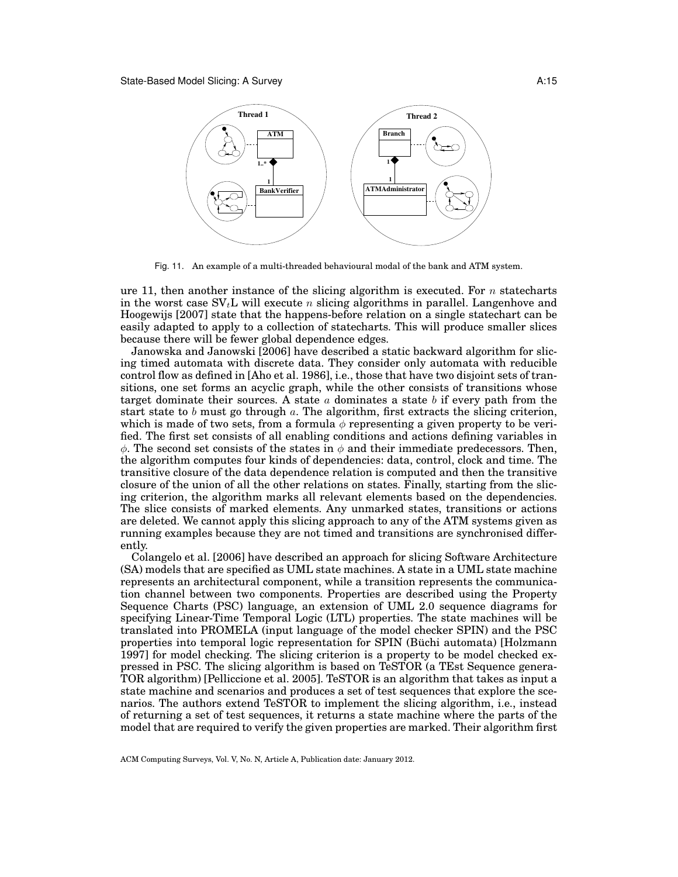Fig. 11. An example of a multi-threaded behavioural modal of the bank and ATM system.

ure 11, then another instance of the slicing algorithm is executed. For $n$ statecharts in the worst case $SV_tL$ will execute $n$ slicing algorithms in parallel. Langenhove and Hoogewijs [2007] state that the happens-before relation on a single statechart can be easily adapted to apply to a collection of statecharts. This will produce smaller slices because there will be fewer global dependence edges.

Janowska and Janowski [2006] have described a static backward algorithm for slicing timed automata with discrete data. They consider only automata with reducible control flow as defined in [Aho et al. 1986], i.e., those that have two disjoint sets of transitions, one set forms an acyclic graph, while the other consists of transitions whose target dominate their sources. A state $a$ dominates a state $b$ if every path from the start state to $b$ must go through $a$. The algorithm, first extracts the slicing criterion, which is made of two sets, from a formula $\phi$ representing a given property to be verified. The first set consists of all enabling conditions and actions defining variables in $\phi$. The second set consists of the states in $\phi$ and their immediate predecessors. Then, the algorithm computes four kinds of dependencies: data, control, clock and time. The transitive closure of the data dependence relation is computed and then the transitive closure of the union of all the other relations on states. Finally, starting from the slicing criterion, the algorithm marks all relevant elements based on the dependencies. The slice consists of marked elements. Any unmarked states, transitions or actions are deleted. We cannot apply this slicing approach to any of the ATM systems given as running examples because they are not timed and transitions are synchronised differently.

Colangelo et al. [2006] have described an approach for slicing Software Architecture (SA) models that are specified as UML state machines. A state in a UML state machine represents an architectural component, while a transition represents the communication channel between two components. Properties are described using the Property Sequence Charts (PSC) language, an extension of UML 2.0 sequence diagrams for specifying Linear-Time Temporal Logic (LTL) properties. The state machines will be translated into PROMELA (input language of the model checker SPIN) and the PSC properties into temporal logic representation for SPIN (Büchi automata) [Holzmann 1997] for model checking. The slicing criterion is a property to be model checked expressed in PSC. The slicing algorithm is based on TeSTOR (a TEst Sequence generaTOR algorithm) [Pelliccione et al. 2005]. TeSTOR is an algorithm that takes as input a state machine and scenarios and produces a set of test sequences that explore the scenarios. The authors extend TeSTOR to implement the slicing algorithm, i.e., instead of returning a set of test sequences, it returns a state machine where the parts of the model that are required to verify the given properties are marked. Their algorithm first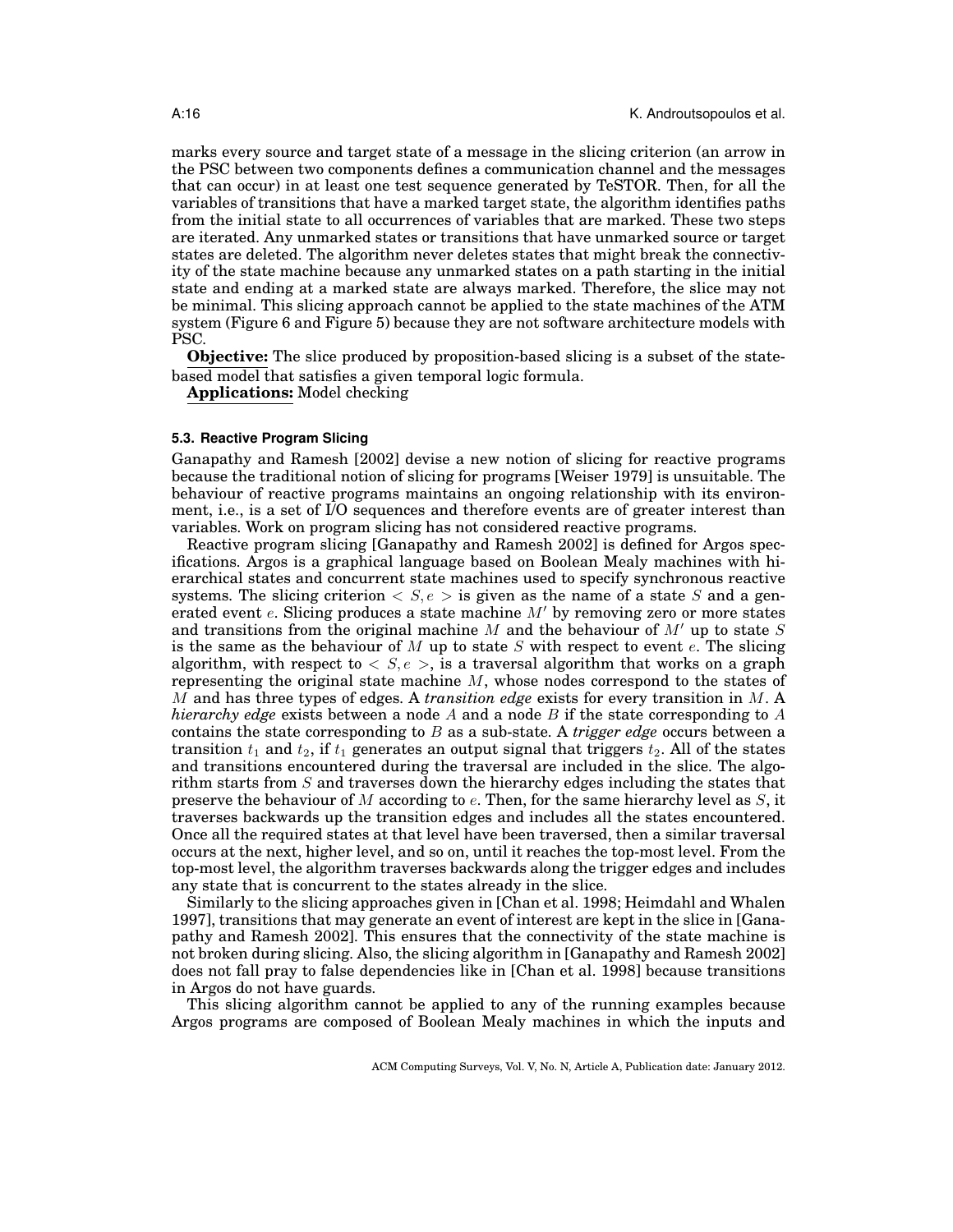marks every source and target state of a message in the slicing criterion (an arrow in the PSC between two components defines a communication channel and the messages that can occur) in at least one test sequence generated by TeSTOR. Then, for all the variables of transitions that have a marked target state, the algorithm identifies paths from the initial state to all occurrences of variables that are marked. These two steps are iterated. Any unmarked states or transitions that have unmarked source or target states are deleted. The algorithm never deletes states that might break the connectivity of the state machine because any unmarked states on a path starting in the initial state and ending at a marked state are always marked. Therefore, the slice may not be minimal. This slicing approach cannot be applied to the state machines of the ATM system (Figure 6 and Figure 5) because they are not software architecture models with PSC.

**Objective:** The slice produced by proposition-based slicing is a subset of the state-based model that satisfies a given temporal logic formula.

**Applications:** Model checking

### 5.3. Reactive Program Slicing

Ganapathy and Ramesh [2002] devise a new notion of slicing for reactive programs because the traditional notion of slicing for programs [Weiser 1979] is unsuitable. The behaviour of reactive programs maintains an ongoing relationship with its environment, i.e., is a set of I/O sequences and therefore events are of greater interest than variables. Work on program slicing has not considered reactive programs.

Reactive program slicing [Ganapathy and Ramesh 2002] is defined for Argos specifications. Argos is a graphical language based on Boolean Mealy machines with hierarchical states and concurrent state machines used to specify synchronous reactive systems. The slicing criterion $< S, e >$ is given as the name of a state $S$ and a generated event $e$. Slicing produces a state machine $M'$ by removing zero or more states and transitions from the original machine $M$ and the behaviour of $M'$ up to state $S$ is the same as the behaviour of $M$ up to state $S$ with respect to event $e$. The slicing algorithm, with respect to $< S, e >$, is a traversal algorithm that works on a graph representing the original state machine $M$, whose nodes correspond to the states of $M$ and has three types of edges. A *transition edge* exists for every transition in $M$. A *hierarchy edge* exists between a node $A$ and a node $B$ if the state corresponding to $A$ contains the state corresponding to $B$ as a sub-state. A *trigger edge* occurs between a transition $t_1$ and $t_2$, if $t_1$ generates an output signal that triggers $t_2$. All of the states and transitions encountered during the traversal are included in the slice. The algorithm starts from $S$ and traverses down the hierarchy edges including the states that preserve the behaviour of $M$ according to $e$. Then, for the same hierarchy level as $S$, it traverses backwards up the transition edges and includes all the states encountered. Once all the required states at that level have been traversed, then a similar traversal occurs at the next, higher level, and so on, until it reaches the top-most level. From the top-most level, the algorithm traverses backwards along the trigger edges and includes any state that is concurrent to the states already in the slice.

Similarly to the slicing approaches given in [Chan et al. 1998; Heimdahl and Whalen 1997], transitions that may generate an event of interest are kept in the slice in [Ganapathy and Ramesh 2002]. This ensures that the connectivity of the state machine is not broken during slicing. Also, the slicing algorithm in [Ganapathy and Ramesh 2002] does not fall pray to false dependencies like in [Chan et al. 1998] because transitions in Argos do not have guards.

This slicing algorithm cannot be applied to any of the running examples because Argos programs are composed of Boolean Mealy machines in which the inputs and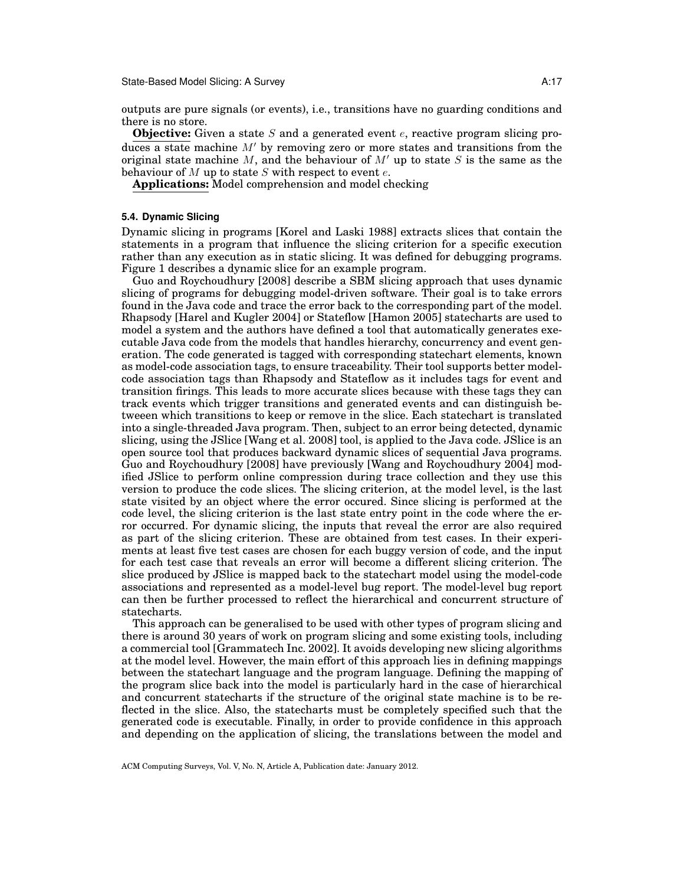outputs are pure signals (or events), i.e., transitions have no guarding conditions and there is no store.

**Objective:** Given a state $S$ and a generated event $e$, reactive program slicing produces a state machine $M'$ by removing zero or more states and transitions from the original state machine $M$, and the behaviour of $M'$ up to state $S$ is the same as the behaviour of $M$ up to state $S$ with respect to event $e$.

**Applications:** Model comprehension and model checking

### 5.4. Dynamic Slicing

Dynamic slicing in programs [Korel and Laski 1988] extracts slices that contain the statements in a program that influence the slicing criterion for a specific execution rather than any execution as in static slicing. It was defined for debugging programs. Figure 1 describes a dynamic slice for an example program.

Guo and Roychoudhury [2008] describe a SBM slicing approach that uses dynamic slicing of programs for debugging model-driven software. Their goal is to take errors found in the Java code and trace the error back to the corresponding part of the model. Rhapsody [Harel and Kugler 2004] or Stateflow [Hamon 2005] statecharts are used to model a system and the authors have defined a tool that automatically generates executable Java code from the models that handles hierarchy, concurrency and event generation. The code generated is tagged with corresponding statechart elements, known as model-code association tags, to ensure traceability. Their tool supports better model-code association tags than Rhapsody and Stateflow as it includes tags for event and transition firings. This leads to more accurate slices because with these tags they can track events which trigger transitions and generated events and can distinguish betweeen which transitions to keep or remove in the slice. Each statechart is translated into a single-threaded Java program. Then, subject to an error being detected, dynamic slicing, using the JSlice [Wang et al. 2008] tool, is applied to the Java code. JSlice is an open source tool that produces backward dynamic slices of sequential Java programs. Guo and Roychoudhury [2008] have previously [Wang and Roychoudhury 2004] modified JSlice to perform online compression during trace collection and they use this version to produce the code slices. The slicing criterion, at the model level, is the last state visited by an object where the error occured. Since slicing is performed at the code level, the slicing criterion is the last state entry point in the code where the error occurred. For dynamic slicing, the inputs that reveal the error are also required as part of the slicing criterion. These are obtained from test cases. In their experiments at least five test cases are chosen for each buggy version of code, and the input for each test case that reveals an error will become a different slicing criterion. The slice produced by JSlice is mapped back to the statechart model using the model-code associations and represented as a model-level bug report. The model-level bug report can then be further processed to reflect the hierarchical and concurrent structure of statecharts.

This approach can be generalised to be used with other types of program slicing and there is around 30 years of work on program slicing and some existing tools, including a commercial tool [Grammatech Inc. 2002]. It avoids developing new slicing algorithms at the model level. However, the main effort of this approach lies in defining mappings between the statechart language and the program language. Defining the mapping of the program slice back into the model is particularly hard in the case of hierarchical and concurrent statecharts if the structure of the original state machine is to be reflected in the slice. Also, the statecharts must be completely specified such that the generated code is executable. Finally, in order to provide confidence in this approach and depending on the application of slicing, the translations between the model and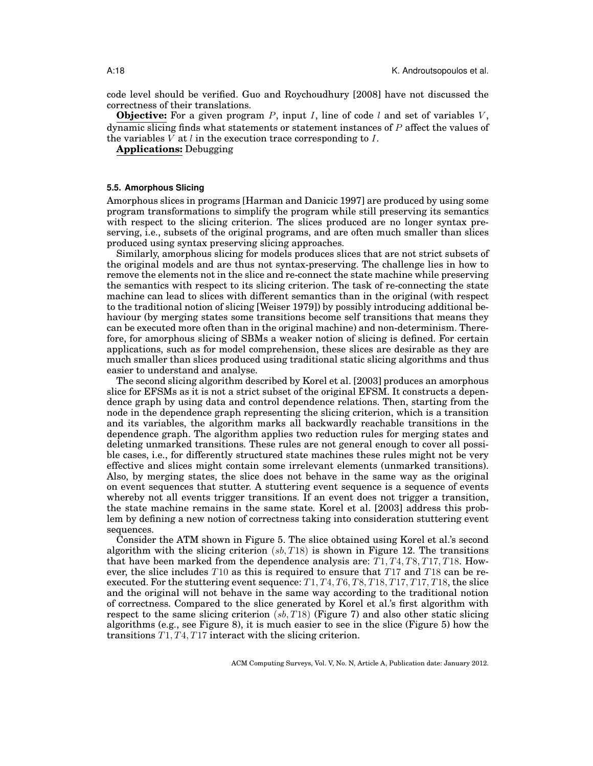code level should be verified. Guo and Roychoudhury [2008] have not discussed the correctness of their translations.

**Objective:** For a given program $P$, input $I$, line of code $l$ and set of variables $V$, dynamic slicing finds what statements or statement instances of $P$ affect the values of the variables $V$ at $l$ in the execution trace corresponding to $I$.

**Applications:** Debugging

#### 5.5. Amorphous Slicing

Amorphous slices in programs [Harman and Danicic 1997] are produced by using some program transformations to simplify the program while still preserving its semantics with respect to the slicing criterion. The slices produced are no longer syntax preserving, i.e., subsets of the original programs, and are often much smaller than slices produced using syntax preserving slicing approaches.

Similarly, amorphous slicing for models produces slices that are not strict subsets of the original models and are thus not syntax-preserving. The challenge lies in how to remove the elements not in the slice and re-connect the state machine while preserving the semantics with respect to its slicing criterion. The task of re-connecting the state machine can lead to slices with different semantics than in the original (with respect to the traditional notion of slicing [Weiser 1979]) by possibly introducing additional behaviour (by merging states some transitions become self transitions that means they can be executed more often than in the original machine) and non-determinism. Therefore, for amorphous slicing of SBMs a weaker notion of slicing is defined. For certain applications, such as for model comprehension, these slices are desirable as they are much smaller than slices produced using traditional static slicing algorithms and thus easier to understand and analyse.

The second slicing algorithm described by Korel et al. [2003] produces an amorphous slice for EFSMs as it is not a strict subset of the original EFSM. It constructs a dependence graph by using data and control dependence relations. Then, starting from the node in the dependence graph representing the slicing criterion, which is a transition and its variables, the algorithm marks all backwardly reachable transitions in the dependence graph. The algorithm applies two reduction rules for merging states and deleting unmarked transitions. These rules are not general enough to cover all possible cases, i.e., for differently structured state machines these rules might not be very effective and slices might contain some irrelevant elements (unmarked transitions). Also, by merging states, the slice does not behave in the same way as the original on event sequences that stutter. A stuttering event sequence is a sequence of events whereby not all events trigger transitions. If an event does not trigger a transition, the state machine remains in the same state. Korel et al. [2003] address this problem by defining a new notion of correctness taking into consideration stuttering event sequences.

Consider the ATM shown in Figure 5. The slice obtained using Korel et al.'s second algorithm with the slicing criterion $(sb, T18)$ is shown in Figure 12. The transitions that have been marked from the dependence analysis are: $T1, T4, T8, T17, T18$. However, the slice includes $T10$ as this is required to ensure that $T17$ and $T18$ can be re-executed. For the stuttering event sequence: $T1, T4, T6, T8, T18, T17, T17, T18$, the slice and the original will not behave in the same way according to the traditional notion of correctness. Compared to the slice generated by Korel et al.'s first algorithm with respect to the same slicing criterion $(sb, T18)$ (Figure 7) and also other static slicing algorithms (e.g., see Figure 8), it is much easier to see in the slice (Figure 5) how the transitions $T1, T4, T17$ interact with the slicing criterion.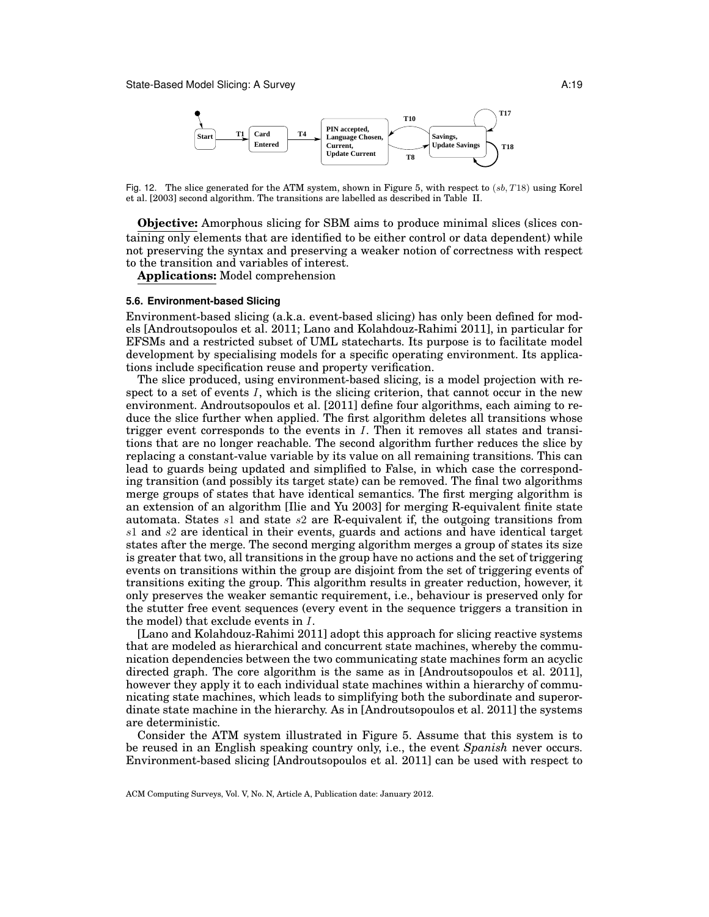Fig. 12. The slice generated for the ATM system, shown in Figure 5, with respect to $(sb, T18)$ using Korel et al. [2003] second algorithm. The transitions are labelled as described in Table II.

**Objective:** Amorphous slicing for SBM aims to produce minimal slices (slices containing only elements that are identified to be either control or data dependent) while not preserving the syntax and preserving a weaker notion of correctness with respect to the transition and variables of interest.

**Applications:** Model comprehension

### 5.6. Environment-based Slicing

Environment-based slicing (a.k.a. event-based slicing) has only been defined for models [Androutsopoulos et al. 2011; Lano and Kolahdouz-Rahimi 2011], in particular for EFSMs and a restricted subset of UML statecharts. Its purpose is to facilitate model development by specialising models for a specific operating environment. Its applications include specification reuse and property verification.

The slice produced, using environment-based slicing, is a model projection with respect to a set of events $I$, which is the slicing criterion, that cannot occur in the new environment. Androutsopoulos et al. [2011] define four algorithms, each aiming to reduce the slice further when applied. The first algorithm deletes all transitions whose trigger event corresponds to the events in $I$. Then it removes all states and transitions that are no longer reachable. The second algorithm further reduces the slice by replacing a constant-value variable by its value on all remaining transitions. This can lead to guards being updated and simplified to False, in which case the corresponding transition (and possibly its target state) can be removed. The final two algorithms merge groups of states that have identical semantics. The first merging algorithm is an extension of an algorithm [Ilie and Yu 2003] for merging R-equivalent finite state automata. States $s1$ and state $s2$ are R-equivalent if, the outgoing transitions from $s1$ and $s2$ are identical in their events, guards and actions and have identical target states after the merge. The second merging algorithm merges a group of states its size is greater that two, all transitions in the group have no actions and the set of triggering events on transitions within the group are disjoint from the set of triggering events of transitions exiting the group. This algorithm results in greater reduction, however, it only preserves the weaker semantic requirement, i.e., behaviour is preserved only for the stutter free event sequences (every event in the sequence triggers a transition in the model) that exclude events in $I$.

[Lano and Kolahdouz-Rahimi 2011] adopt this approach for slicing reactive systems that are modeled as hierarchical and concurrent state machines, whereby the communication dependencies between the two communicating state machines form an acyclic directed graph. The core algorithm is the same as in [Androutsopoulos et al. 2011], however they apply it to each individual state machines within a hierarchy of communicating state machines, which leads to simplifying both the subordinate and superordinate state machine in the hierarchy. As in [Androutsopoulos et al. 2011] the systems are deterministic.

Consider the ATM system illustrated in Figure 5. Assume that this system is to be reused in an English speaking country only, i.e., the event *Spanish* never occurs. Environment-based slicing [Androutsopoulos et al. 2011] can be used with respect to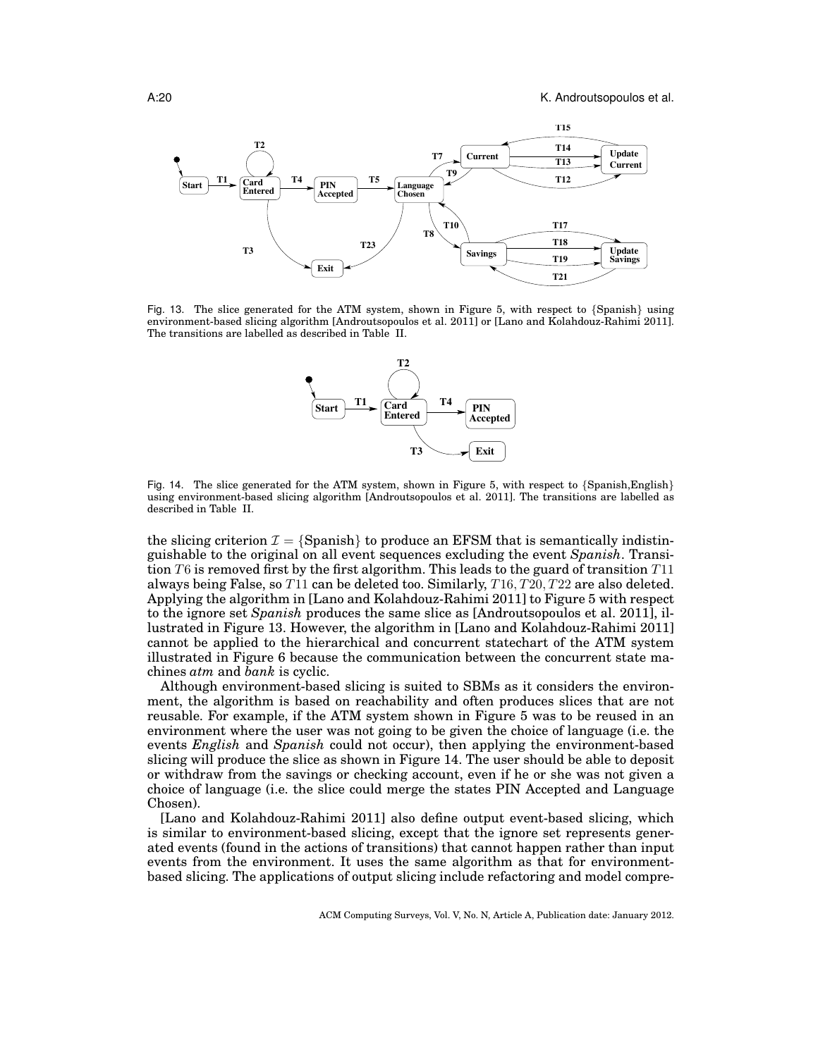Fig. 13. The slice generated for the ATM system, shown in Figure 5, with respect to {Spanish} using environment-based slicing algorithm [Androutsopoulos et al. 2011] or [Lano and Kolahdouz-Rahimi 2011]. The transitions are labelled as described in Table II.

Fig. 14. The slice generated for the ATM system, shown in Figure 5, with respect to {Spanish,English} using environment-based slicing algorithm [Androutsopoulos et al. 2011]. The transitions are labelled as described in Table II.

the slicing criterion $\mathcal{I} = \{\text{Spanish}\}$ to produce an EFSM that is semantically indistinguishable to the original on all event sequences excluding the event *Spanish*. Transition $T6$ is removed first by the first algorithm. This leads to the guard of transition $T11$ always being False, so $T11$ can be deleted too. Similarly, $T16, T20, T22$ are also deleted. Applying the algorithm in [Lano and Kolahdouz-Rahimi 2011] to Figure 5 with respect to the ignore set *Spanish* produces the same slice as [Androutsopoulos et al. 2011], illustrated in Figure 13. However, the algorithm in [Lano and Kolahdouz-Rahimi 2011] cannot be applied to the hierarchical and concurrent statechart of the ATM system illustrated in Figure 6 because the communication between the concurrent state machines *atm* and *bank* is cyclic.

Although environment-based slicing is suited to SBMs as it considers the environment, the algorithm is based on reachability and often produces slices that are not reusable. For example, if the ATM system shown in Figure 5 was to be reused in an environment where the user was not going to be given the choice of language (i.e. the events *English* and *Spanish* could not occur), then applying the environment-based slicing will produce the slice as shown in Figure 14. The user should be able to deposit or withdraw from the savings or checking account, even if he or she was not given a choice of language (i.e. the slice could merge the states PIN Accepted and Language Chosen).

[Lano and Kolahdouz-Rahimi 2011] also define output event-based slicing, which is similar to environment-based slicing, except that the ignore set represents generated events (found in the actions of transitions) that cannot happen rather than input events from the environment. It uses the same algorithm as that for environment-based slicing. The applications of output slicing include refactoring and model compre-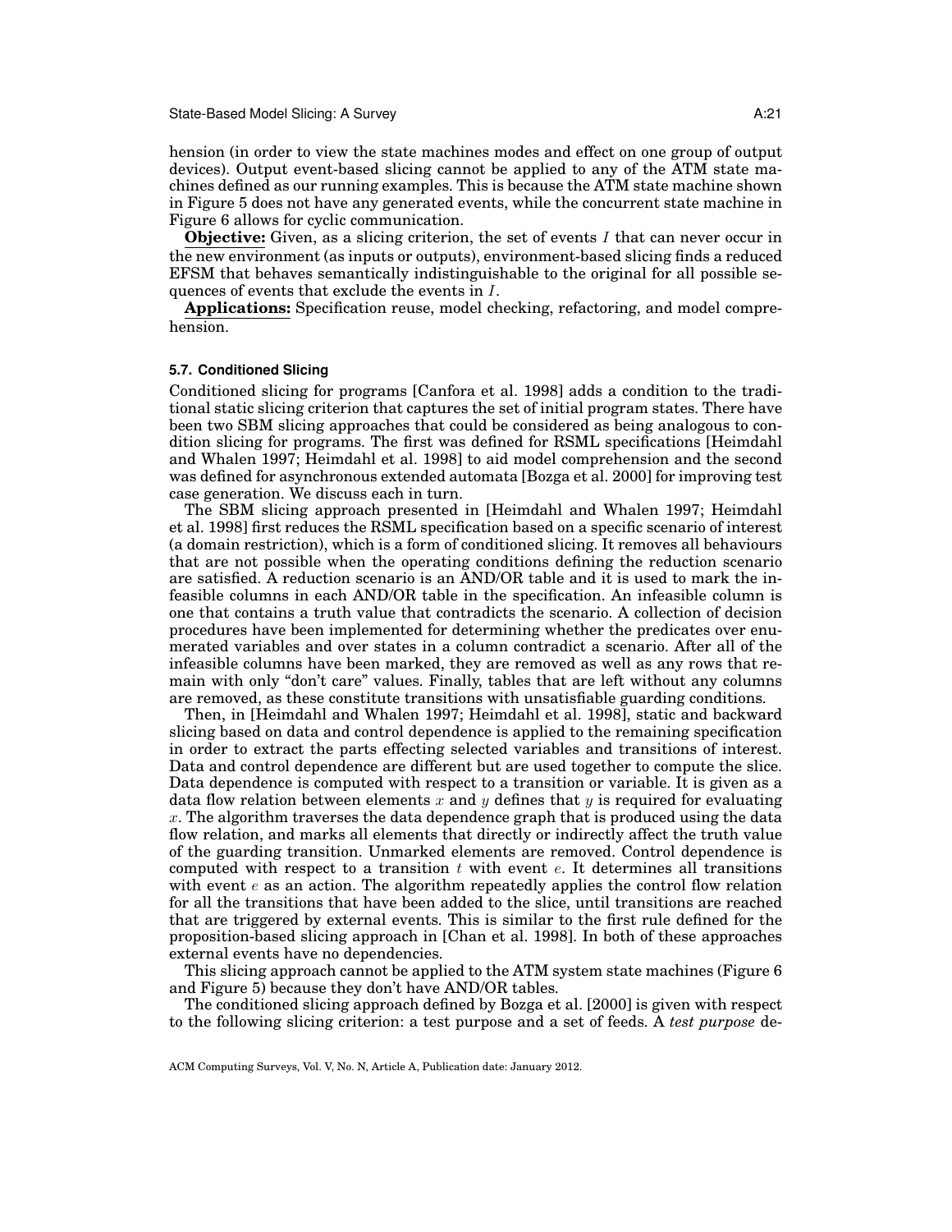hension (in order to view the state machines modes and effect on one group of output devices). Output event-based slicing cannot be applied to any of the ATM state machines defined as our running examples. This is because the ATM state machine shown in Figure 5 does not have any generated events, while the concurrent state machine in Figure 6 allows for cyclic communication.

**Objective:** Given, as a slicing criterion, the set of events $I$ that can never occur in the new environment (as inputs or outputs), environment-based slicing finds a reduced EFSM that behaves semantically indistinguishable to the original for all possible sequences of events that exclude the events in $I$.

**Applications:** Specification reuse, model checking, refactoring, and model comprehension.

### 5.7. Conditioned Slicing

Conditioned slicing for programs [Canfora et al. 1998] adds a condition to the traditional static slicing criterion that captures the set of initial program states. There have been two SBM slicing approaches that could be considered as being analogous to condition slicing for programs. The first was defined for RSML specifications [Heimdahl and Whalen 1997; Heimdahl et al. 1998] to aid model comprehension and the second was defined for asynchronous extended automata [Bozga et al. 2000] for improving test case generation. We discuss each in turn.

The SBM slicing approach presented in [Heimdahl and Whalen 1997; Heimdahl et al. 1998] first reduces the RSML specification based on a specific scenario of interest (a domain restriction), which is a form of conditioned slicing. It removes all behaviours that are not possible when the operating conditions defining the reduction scenario are satisfied. A reduction scenario is an AND/OR table and it is used to mark the infeasible columns in each AND/OR table in the specification. An infeasible column is one that contains a truth value that contradicts the scenario. A collection of decision procedures have been implemented for determining whether the predicates over enumerated variables and over states in a column contradict a scenario. After all of the infeasible columns have been marked, they are removed as well as any rows that remain with only "don't care" values. Finally, tables that are left without any columns are removed, as these constitute transitions with unsatisfiable guarding conditions.

Then, in [Heimdahl and Whalen 1997; Heimdahl et al. 1998], static and backward slicing based on data and control dependence is applied to the remaining specification in order to extract the parts effecting selected variables and transitions of interest. Data and control dependence are different but are used together to compute the slice. Data dependence is computed with respect to a transition or variable. It is given as a data flow relation between elements $x$ and $y$ defines that $y$ is required for evaluating $x$. The algorithm traverses the data dependence graph that is produced using the data flow relation, and marks all elements that directly or indirectly affect the truth value of the guarding transition. Unmarked elements are removed. Control dependence is computed with respect to a transition $t$ with event $e$. It determines all transitions with event $e$ as an action. The algorithm repeatedly applies the control flow relation for all the transitions that have been added to the slice, until transitions are reached that are triggered by external events. This is similar to the first rule defined for the proposition-based slicing approach in [Chan et al. 1998]. In both of these approaches external events have no dependencies.

This slicing approach cannot be applied to the ATM system state machines (Figure 6 and Figure 5) because they don't have AND/OR tables.

The conditioned slicing approach defined by Bozga et al. [2000] is given with respect to the following slicing criterion: a test purpose and a set of feeds. A *test purpose* de-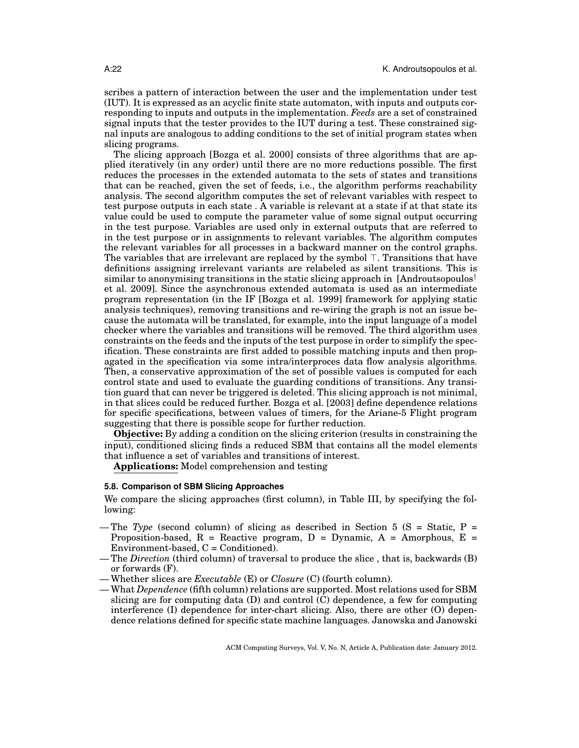scribes a pattern of interaction between the user and the implementation under test (IUT). It is expressed as an acyclic finite state automaton, with inputs and outputs corresponding to inputs and outputs in the implementation. *Feeds* are a set of constrained signal inputs that the tester provides to the IUT during a test. These constrained signal inputs are analogous to adding conditions to the set of initial program states when slicing programs.

The slicing approach [Bozga et al. 2000] consists of three algorithms that are applied iteratively (in any order) until there are no more reductions possible. The first reduces the processes in the extended automata to the sets of states and transitions that can be reached, given the set of feeds, i.e., the algorithm performs reachability analysis. The second algorithm computes the set of relevant variables with respect to test purpose outputs in each state . A variable is relevant at a state if at that state its value could be used to compute the parameter value of some signal output occurring in the test purpose. Variables are used only in external outputs that are referred to in the test purpose or in assignments to relevant variables. The algorithm computes the relevant variables for all processes in a backward manner on the control graphs. The variables that are irrelevant are replaced by the symbol $\top$. Transitions that have definitions assigning irrelevant variants are relabeled as silent transitions. This is similar to anonymising transitions in the static slicing approach in [Androutsopoulos† et al. 2009]. Since the asynchronous extended automata is used as an intermediate program representation (in the IF [Bozga et al. 1999] framework for applying static analysis techniques), removing transitions and re-wiring the graph is not an issue because the automata will be translated, for example, into the input language of a model checker where the variables and transitions will be removed. The third algorithm uses constraints on the feeds and the inputs of the test purpose in order to simplify the specification. These constraints are first added to possible matching inputs and then propagated in the specification via some intra/interproces data flow analysis algorithms. Then, a conservative approximation of the set of possible values is computed for each control state and used to evaluate the guarding conditions of transitions. Any transition guard that can never be triggered is deleted. This slicing approach is not minimal, in that slices could be reduced further. Bozga et al. [2003] define dependence relations for specific specifications, between values of timers, for the Ariane-5 Flight program suggesting that there is possible scope for further reduction.

**Objective:** By adding a condition on the slicing criterion (results in constraining the input), conditioned slicing finds a reduced SBM that contains all the model elements that influence a set of variables and transitions of interest.

**Applications:** Model comprehension and testing

### 5.8. Comparison of SBM Slicing Approaches

We compare the slicing approaches (first column), in Table III, by specifying the following:

- The *Type* (second column) of slicing as described in Section 5 (S = Static, P = Proposition-based, R = Reactive program, D = Dynamic, A = Amorphous, E = Environment-based, C = Conditioned).
- The *Direction* (third column) of traversal to produce the slice , that is, backwards (B) or forwards (F).
- Whether slices are *Executable* (E) or *Closure* (C) (fourth column).
- What *Dependence* (fifth column) relations are supported. Most relations used for SBM slicing are for computing data (D) and control (C) dependence, a few for computing interference (I) dependence for inter-chart slicing. Also, there are other (O) dependence relations defined for specific state machine languages. Janowska and Janowski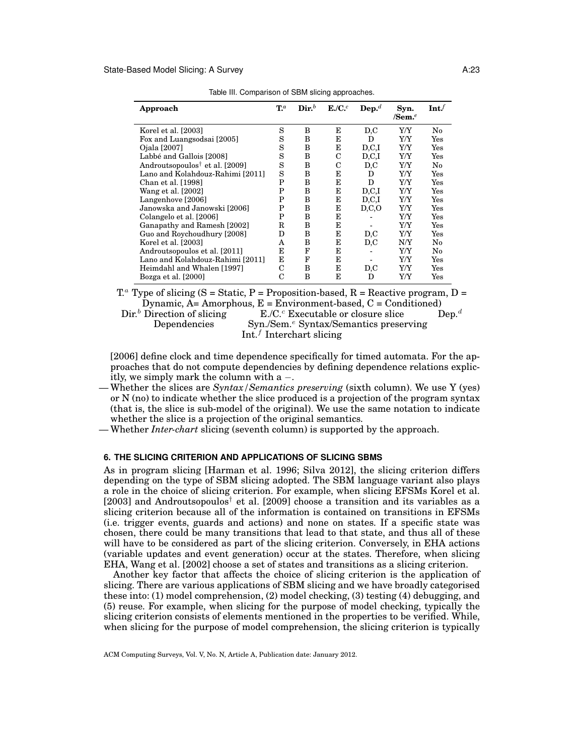Table III. Comparison of SBM slicing approaches.

| Approach | T.[a] | Dir.[b] | E./C.[c] | Dep.[d] | Syn. /Sem.[e] | Int.[f] |
|---|---|---|---|---|---|---|
| Korel et al. [2003] | S | B | E | D,C | Y/Y | No |
| Fox and Luangsodsai [2005] | S | B | E | D | Y/Y | Yes |
| Ojala [2007] | S | B | E | D,C,I | Y/Y | Yes |
| Labbé and Gallois [2008] | S | B | C | D,C,I | Y/Y | Yes |
| Androutsopoulos† et al. [2009] | S | B | C | D,C | Y/Y | No |
| Lano and Kolahdouz-Rahimi [2011] | S | B | E | D | Y/Y | Yes |
| Chan et al. [1998] | P | B | E | D | Y/Y | Yes |
| Wang et al. [2002] | P | B | E | D,C,I | Y/Y | Yes |
| Langenhove [2006] | P | B | E | D,C,I | Y/Y | Yes |
| Janowska and Janowski [2006] | P | B | E | D,C,O | Y/Y | Yes |
| Colangelo et al. [2006] | P | B | E | - | Y/Y | Yes |
| Ganapathy and Ramesh [2002] | R | B | E | - | Y/Y | Yes |
| Guo and Roychoudhury [2008] | D | B | E | D,C | Y/Y | Yes |
| Korel et al. [2003] | A | B | E | D,C | N/Y | No |
| Androutsopoulos et al. [2011] | E | F | E | - | Y/Y | No |
| Lano and Kolahdouz-Rahimi [2011] | E | F | E | - | Y/Y | Yes |
| Heimdahl and Whalen [1997] | C | B | E | D,C | Y/Y | Yes |
| Bozga et al. [2000] | C | B | E | D | Y/Y | Yes |

T.[a] Type of slicing (S = Static, P = Proposition-based, R = Reactive program, D = Dynamic, A= Amorphous, E = Environment-based, C = Conditioned)
Dir.[b] Direction of slicing  E./C.[c] Executable or closure slice  Dep.[d] Dependencies  Syn./Sem.[e] Syntax/Semantics preserving
Int.[f] Interchart slicing

[2006] define clock and time dependence specifically for timed automata. For the approaches that do not compute dependencies by defining dependence relations explicitly, we simply mark the column with a $-$.

— Whether the slices are *Syntax/Semantics preserving* (sixth column). We use Y (yes) or N (no) to indicate whether the slice produced is a projection of the program syntax (that is, the slice is sub-model of the original). We use the same notation to indicate whether the slice is a projection of the original semantics.

— Whether *Inter-chart* slicing (seventh column) is supported by the approach.

## 6. THE SLICING CRITERION AND APPLICATIONS OF SLICING SBMS

As in program slicing [Harman et al. 1996; Silva 2012], the slicing criterion differs depending on the type of SBM slicing adopted. The SBM language variant also plays a role in the choice of slicing criterion. For example, when slicing EFSMs Korel et al. [2003] and Androutsopoulos† et al. [2009] choose a transition and its variables as a slicing criterion because all of the information is contained on transitions in EFSMs (i.e. trigger events, guards and actions) and none on states. If a specific state was chosen, there could be many transitions that lead to that state, and thus all of these will have to be considered as part of the slicing criterion. Conversely, in EHA actions (variable updates and event generation) occur at the states. Therefore, when slicing EHA, Wang et al. [2002] choose a set of states and transitions as a slicing criterion.

Another key factor that affects the choice of slicing criterion is the application of slicing. There are various applications of SBM slicing and we have broadly categorised these into: (1) model comprehension, (2) model checking, (3) testing (4) debugging, and (5) reuse. For example, when slicing for the purpose of model checking, typically the slicing criterion consists of elements mentioned in the properties to be verified. While, when slicing for the purpose of model comprehension, the slicing criterion is typically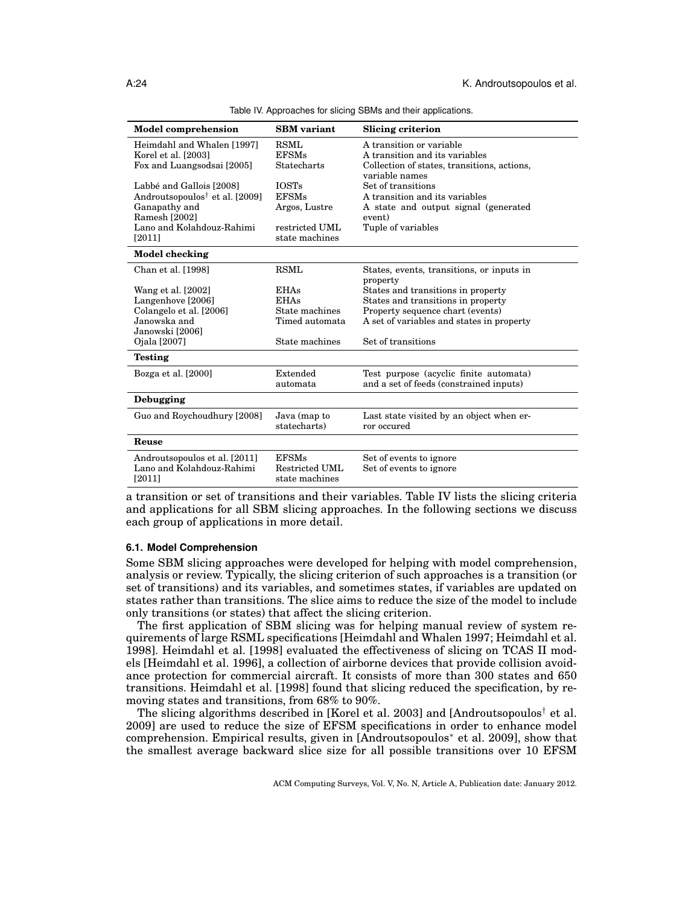Table IV. Approaches for slicing SBMs and their applications.

| **Model comprehension** | **SBM variant** | **Slicing criterion** |
|---|---|---|
| Heimdahl and Whalen [1997] | RSML | A transition or variable |
| Korel et al. [2003] | EFSMs | A transition and its variables |
| Fox and Luangsodsai [2005] | Statecharts | Collection of states, transitions, actions, variable names |
| Labbé and Gallois [2008] | IOSTs | Set of transitions |
| Androutsopoulos† et al. [2009] | EFSMs | A transition and its variables |
| Ganapathy and Ramesh [2002] | Argos, Lustre | A state and output signal (generated event) |
| Lano and Kolahdouz-Rahimi [2011] | restricted UML state machines | Tuple of variables |
| **Model checking** | | |
| Chan et al. [1998] | RSML | States, events, transitions, or inputs in property |
| Wang et al. [2002] | EHAs | States and transitions in property |
| Langenhove [2006] | EHAs | States and transitions in property |
| Colangelo et al. [2006] | State machines | Property sequence chart (events) |
| Janowska and Janowski [2006] | Timed automata | A set of variables and states in property |
| Ojala [2007] | State machines | Set of transitions |
| **Testing** | | |
| Bozga et al. [2000] | Extended automata | Test purpose (acyclic finite automata) and a set of feeds (constrained inputs) |
| **Debugging** | | |
| Guo and Roychoudhury [2008] | Java (map to statecharts) | Last state visited by an object when error occured |
| **Reuse** | | |
| Androutsopoulos et al. [2011] | EFSMs | Set of events to ignore |
| Lano and Kolahdouz-Rahimi [2011] | Restricted UML state machines | Set of events to ignore |

a transition or set of transitions and their variables. Table IV lists the slicing criteria and applications for all SBM slicing approaches. In the following sections we discuss each group of applications in more detail.

### 6.1. Model Comprehension

Some SBM slicing approaches were developed for helping with model comprehension, analysis or review. Typically, the slicing criterion of such approaches is a transition (or set of transitions) and its variables, and sometimes states, if variables are updated on states rather than transitions. The slice aims to reduce the size of the model to include only transitions (or states) that affect the slicing criterion.

The first application of SBM slicing was for helping manual review of system requirements of large RSML specifications [Heimdahl and Whalen 1997; Heimdahl et al. 1998]. Heimdahl et al. [1998] evaluated the effectiveness of slicing on TCAS II models [Heimdahl et al. 1996], a collection of airborne devices that provide collision avoidance protection for commercial aircraft. It consists of more than 300 states and 650 transitions. Heimdahl et al. [1998] found that slicing reduced the specification, by removing states and transitions, from 68% to 90%.

The slicing algorithms described in [Korel et al. 2003] and [Androutsopoulos† et al. 2009] are used to reduce the size of EFSM specifications in order to enhance model comprehension. Empirical results, given in [Androutsopoulos* et al. 2009], show that the smallest average backward slice size for all possible transitions over 10 EFSM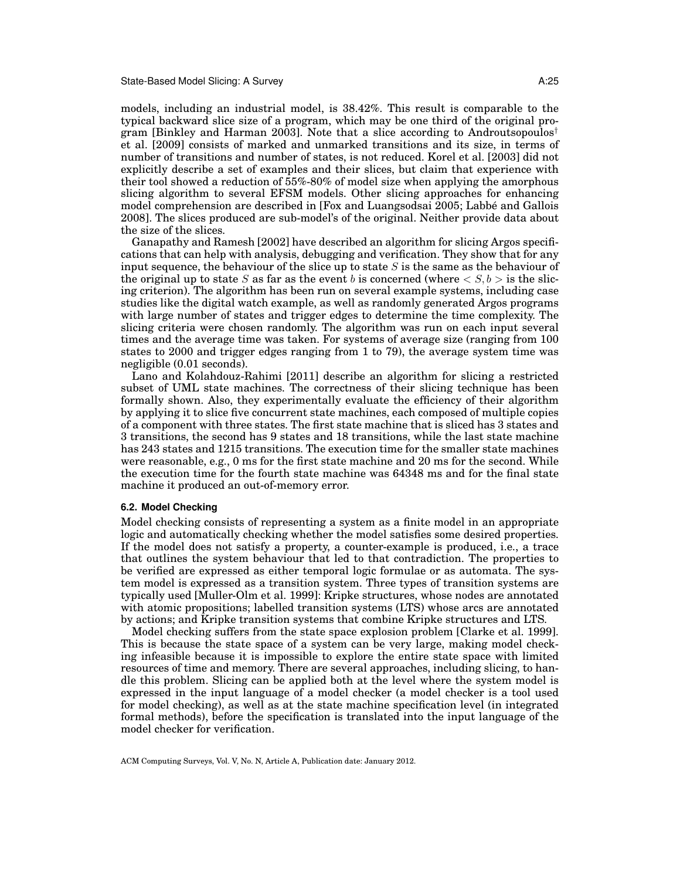models, including an industrial model, is 38.42%. This result is comparable to the typical backward slice size of a program, which may be one third of the original program [Binkley and Harman 2003]. Note that a slice according to Androutsopoulos† et al. [2009] consists of marked and unmarked transitions and its size, in terms of number of transitions and number of states, is not reduced. Korel et al. [2003] did not explicitly describe a set of examples and their slices, but claim that experience with their tool showed a reduction of 55%-80% of model size when applying the amorphous slicing algorithm to several EFSM models. Other slicing approaches for enhancing model comprehension are described in [Fox and Luangsodsai 2005; Labbé and Gallois 2008]. The slices produced are sub-model's of the original. Neither provide data about the size of the slices.

Ganapathy and Ramesh [2002] have described an algorithm for slicing Argos specifications that can help with analysis, debugging and verification. They show that for any input sequence, the behaviour of the slice up to state $S$ is the same as the behaviour of the original up to state $S$ as far as the event $b$ is concerned (where $< S, b >$ is the slicing criterion). The algorithm has been run on several example systems, including case studies like the digital watch example, as well as randomly generated Argos programs with large number of states and trigger edges to determine the time complexity. The slicing criteria were chosen randomly. The algorithm was run on each input several times and the average time was taken. For systems of average size (ranging from 100 states to 2000 and trigger edges ranging from 1 to 79), the average system time was negligible (0.01 seconds).

Lano and Kolahdouz-Rahimi [2011] describe an algorithm for slicing a restricted subset of UML state machines. The correctness of their slicing technique has been formally shown. Also, they experimentally evaluate the efficiency of their algorithm by applying it to slice five concurrent state machines, each composed of multiple copies of a component with three states. The first state machine that is sliced has 3 states and 3 transitions, the second has 9 states and 18 transitions, while the last state machine has 243 states and 1215 transitions. The execution time for the smaller state machines were reasonable, e.g., 0 ms for the first state machine and 20 ms for the second. While the execution time for the fourth state machine was 64348 ms and for the final state machine it produced an out-of-memory error.

### 6.2. Model Checking

Model checking consists of representing a system as a finite model in an appropriate logic and automatically checking whether the model satisfies some desired properties. If the model does not satisfy a property, a counter-example is produced, i.e., a trace that outlines the system behaviour that led to that contradiction. The properties to be verified are expressed as either temporal logic formulae or as automata. The system model is expressed as a transition system. Three types of transition systems are typically used [Muller-Olm et al. 1999]: Kripke structures, whose nodes are annotated with atomic propositions; labelled transition systems (LTS) whose arcs are annotated by actions; and Kripke transition systems that combine Kripke structures and LTS.

Model checking suffers from the state space explosion problem [Clarke et al. 1999]. This is because the state space of a system can be very large, making model checking infeasible because it is impossible to explore the entire state space with limited resources of time and memory. There are several approaches, including slicing, to handle this problem. Slicing can be applied both at the level where the system model is expressed in the input language of a model checker (a model checker is a tool used for model checking), as well as at the state machine specification level (in integrated formal methods), before the specification is translated into the input language of the model checker for verification.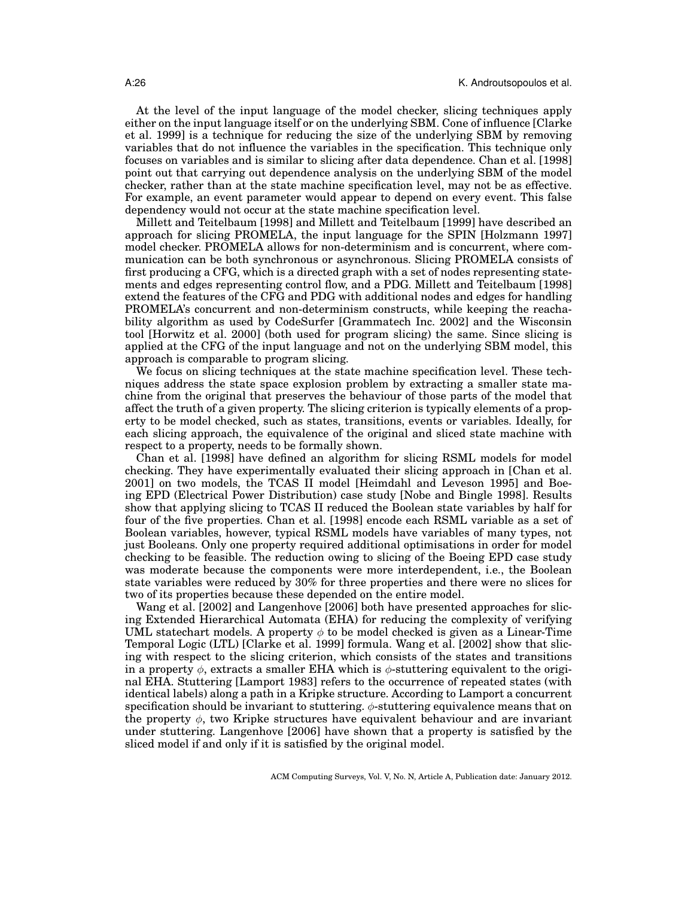At the level of the input language of the model checker, slicing techniques apply either on the input language itself or on the underlying SBM. Cone of influence [Clarke et al. 1999] is a technique for reducing the size of the underlying SBM by removing variables that do not influence the variables in the specification. This technique only focuses on variables and is similar to slicing after data dependence. Chan et al. [1998] point out that carrying out dependence analysis on the underlying SBM of the model checker, rather than at the state machine specification level, may not be as effective. For example, an event parameter would appear to depend on every event. This false dependency would not occur at the state machine specification level.

Millett and Teitelbaum [1998] and Millett and Teitelbaum [1999] have described an approach for slicing PROMELA, the input language for the SPIN [Holzmann 1997] model checker. PROMELA allows for non-determinism and is concurrent, where communication can be both synchronous or asynchronous. Slicing PROMELA consists of first producing a CFG, which is a directed graph with a set of nodes representing statements and edges representing control flow, and a PDG. Millett and Teitelbaum [1998] extend the features of the CFG and PDG with additional nodes and edges for handling PROMELA's concurrent and non-determinism constructs, while keeping the reachability algorithm as used by CodeSurfer [Grammatech Inc. 2002] and the Wisconsin tool [Horwitz et al. 2000] (both used for program slicing) the same. Since slicing is applied at the CFG of the input language and not on the underlying SBM model, this approach is comparable to program slicing.

We focus on slicing techniques at the state machine specification level. These techniques address the state space explosion problem by extracting a smaller state machine from the original that preserves the behaviour of those parts of the model that affect the truth of a given property. The slicing criterion is typically elements of a property to be model checked, such as states, transitions, events or variables. Ideally, for each slicing approach, the equivalence of the original and sliced state machine with respect to a property, needs to be formally shown.

Chan et al. [1998] have defined an algorithm for slicing RSML models for model checking. They have experimentally evaluated their slicing approach in [Chan et al. 2001] on two models, the TCAS II model [Heimdahl and Leveson 1995] and Boeing EPD (Electrical Power Distribution) case study [Nobe and Bingle 1998]. Results show that applying slicing to TCAS II reduced the Boolean state variables by half for four of the five properties. Chan et al. [1998] encode each RSML variable as a set of Boolean variables, however, typical RSML models have variables of many types, not just Booleans. Only one property required additional optimisations in order for model checking to be feasible. The reduction owing to slicing of the Boeing EPD case study was moderate because the components were more interdependent, i.e., the Boolean state variables were reduced by 30% for three properties and there were no slices for two of its properties because these depended on the entire model.

Wang et al. [2002] and Langenhove [2006] both have presented approaches for slicing Extended Hierarchical Automata (EHA) for reducing the complexity of verifying UML statechart models. A property $\phi$ to be model checked is given as a Linear-Time Temporal Logic (LTL) [Clarke et al. 1999] formula. Wang et al. [2002] show that slicing with respect to the slicing criterion, which consists of the states and transitions in a property $\phi$, extracts a smaller EHA which is $\phi$-stuttering equivalent to the original EHA. Stuttering [Lamport 1983] refers to the occurrence of repeated states (with identical labels) along a path in a Kripke structure. According to Lamport a concurrent specification should be invariant to stuttering. $\phi$-stuttering equivalence means that on the property $\phi$, two Kripke structures have equivalent behaviour and are invariant under stuttering. Langenhove [2006] have shown that a property is satisfied by the sliced model if and only if it is satisfied by the original model.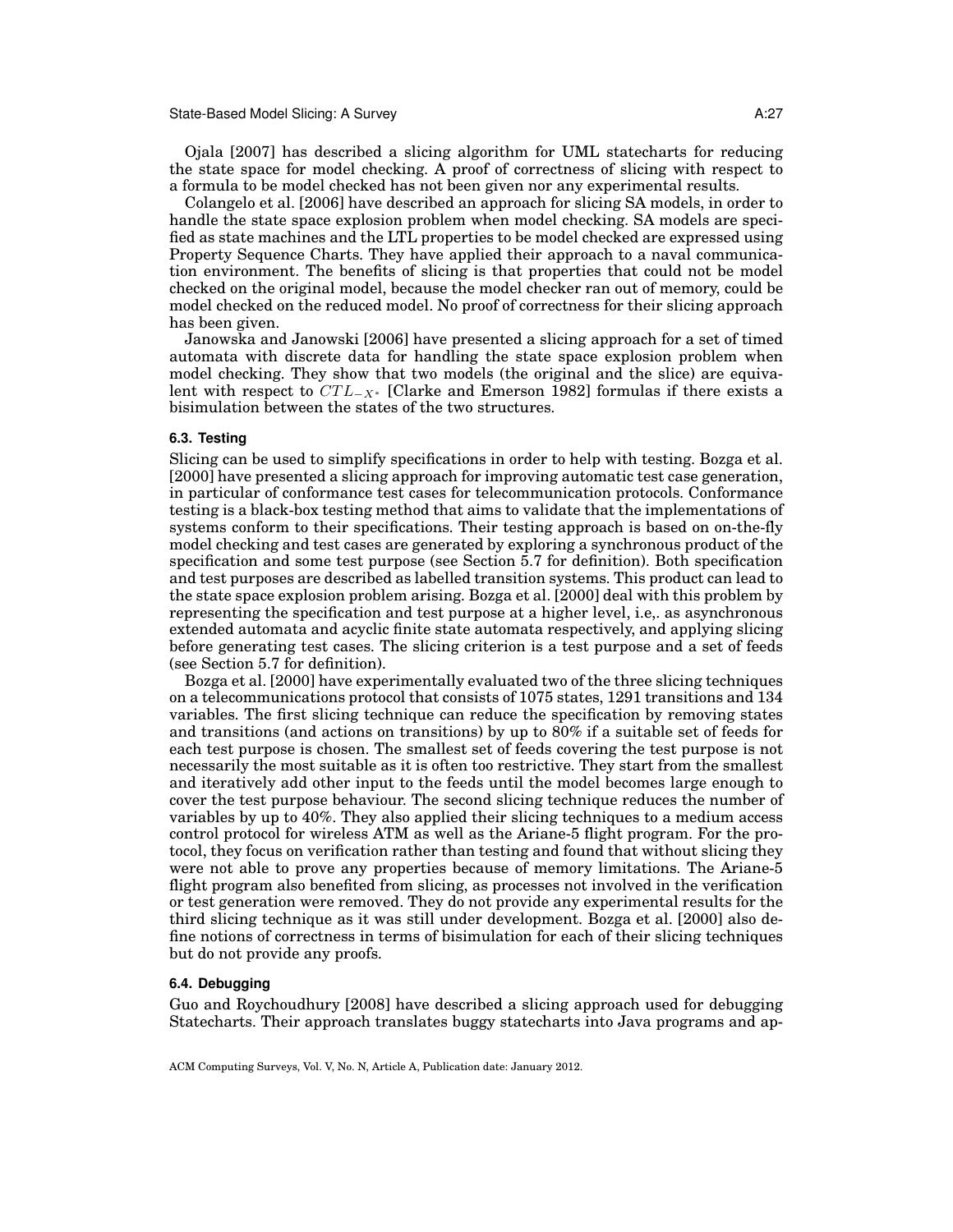Ojala [2007] has described a slicing algorithm for UML statecharts for reducing the state space for model checking. A proof of correctness of slicing with respect to a formula to be model checked has not been given nor any experimental results.

Colangelo et al. [2006] have described an approach for slicing SA models, in order to handle the state space explosion problem when model checking. SA models are specified as state machines and the LTL properties to be model checked are expressed using Property Sequence Charts. They have applied their approach to a naval communication environment. The benefits of slicing is that properties that could not be model checked on the original model, because the model checker ran out of memory, could be model checked on the reduced model. No proof of correctness for their slicing approach has been given.

Janowska and Janowski [2006] have presented a slicing approach for a set of timed automata with discrete data for handling the state space explosion problem when model checking. They show that two models (the original and the slice) are equivalent with respect to $CTL_{-X^*}$ [Clarke and Emerson 1982] formulas if there exists a bisimulation between the states of the two structures.

### 6.3. Testing

Slicing can be used to simplify specifications in order to help with testing. Bozga et al. [2000] have presented a slicing approach for improving automatic test case generation, in particular of conformance test cases for telecommunication protocols. Conformance testing is a black-box testing method that aims to validate that the implementations of systems conform to their specifications. Their testing approach is based on on-the-fly model checking and test cases are generated by exploring a synchronous product of the specification and some test purpose (see Section 5.7 for definition). Both specification and test purposes are described as labelled transition systems. This product can lead to the state space explosion problem arising. Bozga et al. [2000] deal with this problem by representing the specification and test purpose at a higher level, i.e,. as asynchronous extended automata and acyclic finite state automata respectively, and applying slicing before generating test cases. The slicing criterion is a test purpose and a set of feeds (see Section 5.7 for definition).

Bozga et al. [2000] have experimentally evaluated two of the three slicing techniques on a telecommunications protocol that consists of 1075 states, 1291 transitions and 134 variables. The first slicing technique can reduce the specification by removing states and transitions (and actions on transitions) by up to 80% if a suitable set of feeds for each test purpose is chosen. The smallest set of feeds covering the test purpose is not necessarily the most suitable as it is often too restrictive. They start from the smallest and iteratively add other input to the feeds until the model becomes large enough to cover the test purpose behaviour. The second slicing technique reduces the number of variables by up to 40%. They also applied their slicing techniques to a medium access control protocol for wireless ATM as well as the Ariane-5 flight program. For the protocol, they focus on verification rather than testing and found that without slicing they were not able to prove any properties because of memory limitations. The Ariane-5 flight program also benefited from slicing, as processes not involved in the verification or test generation were removed. They do not provide any experimental results for the third slicing technique as it was still under development. Bozga et al. [2000] also define notions of correctness in terms of bisimulation for each of their slicing techniques but do not provide any proofs.

### 6.4. Debugging

Guo and Roychoudhury [2008] have described a slicing approach used for debugging Statecharts. Their approach translates buggy statecharts into Java programs and ap-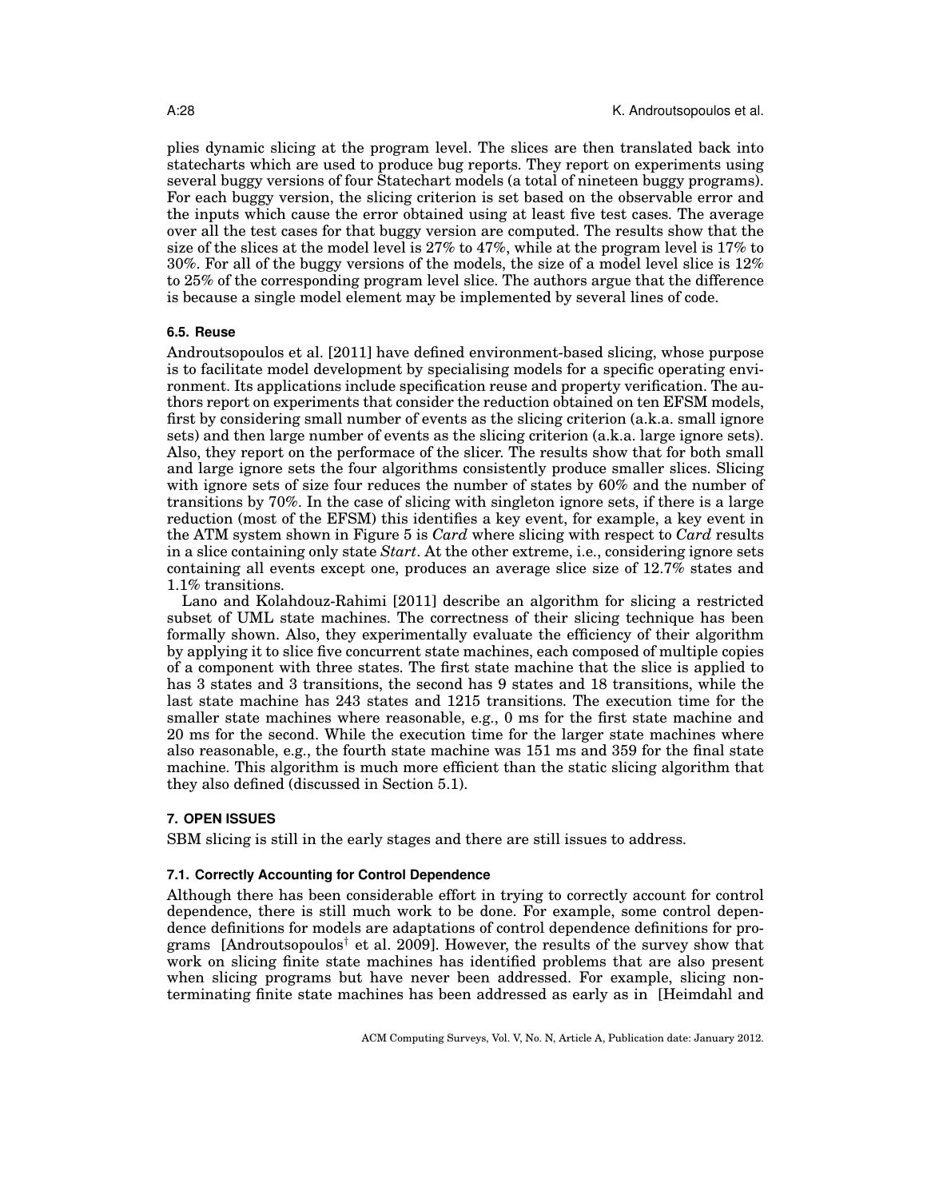plies dynamic slicing at the program level. The slices are then translated back into statecharts which are used to produce bug reports. They report on experiments using several buggy versions of four Statechart models (a total of nineteen buggy programs). For each buggy version, the slicing criterion is set based on the observable error and the inputs which cause the error obtained using at least five test cases. The average over all the test cases for that buggy version are computed. The results show that the size of the slices at the model level is 27% to 47%, while at the program level is 17% to 30%. For all of the buggy versions of the models, the size of a model level slice is 12% to 25% of the corresponding program level slice. The authors argue that the difference is because a single model element may be implemented by several lines of code.

### 6.5. Reuse

Androutsopoulos et al. [2011] have defined environment-based slicing, whose purpose is to facilitate model development by specialising models for a specific operating environment. Its applications include specification reuse and property verification. The authors report on experiments that consider the reduction obtained on ten EFSM models, first by considering small number of events as the slicing criterion (a.k.a. small ignore sets) and then large number of events as the slicing criterion (a.k.a. large ignore sets). Also, they report on the performace of the slicer. The results show that for both small and large ignore sets the four algorithms consistently produce smaller slices. Slicing with ignore sets of size four reduces the number of states by 60% and the number of transitions by 70%. In the case of slicing with singleton ignore sets, if there is a large reduction (most of the EFSM) this identifies a key event, for example, a key event in the ATM system shown in Figure 5 is *Card* where slicing with respect to *Card* results in a slice containing only state *Start*. At the other extreme, i.e., considering ignore sets containing all events except one, produces an average slice size of 12.7% states and 1.1% transitions.

Lano and Kolahdouz-Rahimi [2011] describe an algorithm for slicing a restricted subset of UML state machines. The correctness of their slicing technique has been formally shown. Also, they experimentally evaluate the efficiency of their algorithm by applying it to slice five concurrent state machines, each composed of multiple copies of a component with three states. The first state machine that the slice is applied to has 3 states and 3 transitions, the second has 9 states and 18 transitions, while the last state machine has 243 states and 1215 transitions. The execution time for the smaller state machines where reasonable, e.g., 0 ms for the first state machine and 20 ms for the second. While the execution time for the larger state machines where also reasonable, e.g., the fourth state machine was 151 ms and 359 for the final state machine. This algorithm is much more efficient than the static slicing algorithm that they also defined (discussed in Section 5.1).

## 7. OPEN ISSUES

SBM slicing is still in the early stages and there are still issues to address.

### 7.1. Correctly Accounting for Control Dependence

Although there has been considerable effort in trying to correctly account for control dependence, there is still much work to be done. For example, some control dependence definitions for models are adaptations of control dependence definitions for programs [Androutsopoulos† et al. 2009]. However, the results of the survey show that work on slicing finite state machines has identified problems that are also present when slicing programs but have never been addressed. For example, slicing nonterminating finite state machines has been addressed as early as in [Heimdahl and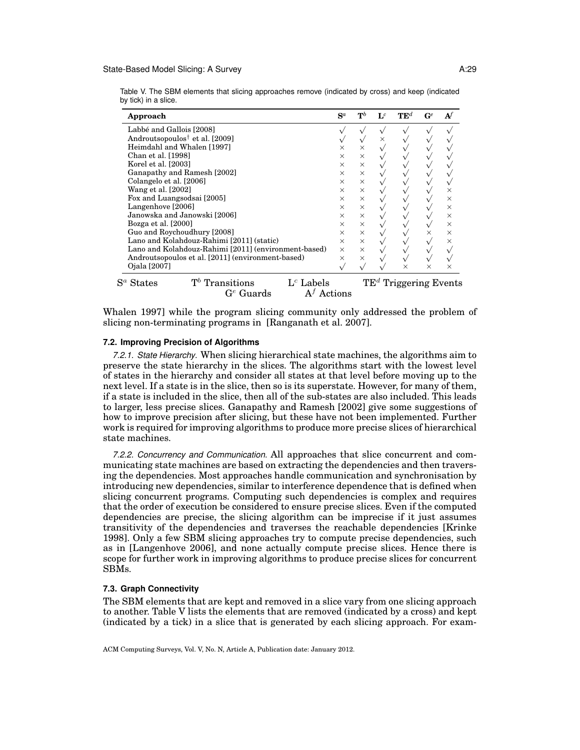Table V. The SBM elements that slicing approaches remove (indicated by cross) and keep (indicated by tick) in a slice.

| Approach | $S^a$ | $T^b$ | $L^c$ | $TE^d$ | $G^e$ | $A^f$ |
|---|---|---|---|---|---|---|
| Labbé and Gallois [2008] | √ | √ | √ | √ | √ | √ |
| Androutsopoulos† et al. [2009] | √ | √ | × | √ | √ | √ |
| Heimdahl and Whalen [1997] | × | × | √ | √ | √ | √ |
| Chan et al. [1998] | × | × | √ | √ | √ | √ |
| Korel et al. [2003] | × | × | √ | √ | √ | √ |
| Ganapathy and Ramesh [2002] | × | × | √ | √ | √ | √ |
| Colangelo et al. [2006] | × | × | √ | √ | √ | √ |
| Wang et al. [2002] | × | × | √ | √ | √ | × |
| Fox and Luangsodsai [2005] | × | × | √ | √ | √ | × |
| Langenhove [2006] | × | × | √ | √ | √ | × |
| Janowska and Janowski [2006] | × | × | √ | √ | √ | × |
| Bozga et al. [2000] | × | × | √ | √ | √ | × |
| Guo and Roychoudhury [2008] | × | × | √ | √ | × | × |
| Lano and Kolahdouz-Rahimi [2011] (static) | × | × | √ | √ | √ | × |
| Lano and Kolahdouz-Rahimi [2011] (environment-based) | × | × | √ | √ | √ | √ |
| Androutsopoulos et al. [2011] (environment-based) | × | × | √ | √ | √ | √ |
| Ojala [2007] | √ | √ | √ | × | × | × |

$S^a$ States $T^b$ Transitions $L^c$ Labels $TE^d$ Triggering Events $G^e$ Guards $A^f$ Actions

Whalen 1997] while the program slicing community only addressed the problem of slicing non-terminating programs in [Ranganath et al. 2007].

### 7.2. Improving Precision of Algorithms

*7.2.1. State Hierarchy.* When slicing hierarchical state machines, the algorithms aim to preserve the state hierarchy in the slices. The algorithms start with the lowest level of states in the hierarchy and consider all states at that level before moving up to the next level. If a state is in the slice, then so is its superstate. However, for many of them, if a state is included in the slice, then all of the sub-states are also included. This leads to larger, less precise slices. Ganapathy and Ramesh [2002] give some suggestions of how to improve precision after slicing, but these have not been implemented. Further work is required for improving algorithms to produce more precise slices of hierarchical state machines.

*7.2.2. Concurrency and Communication.* All approaches that slice concurrent and communicating state machines are based on extracting the dependencies and then traversing the dependencies. Most approaches handle communication and synchronisation by introducing new dependencies, similar to interference dependence that is defined when slicing concurrent programs. Computing such dependencies is complex and requires that the order of execution be considered to ensure precise slices. Even if the computed dependencies are precise, the slicing algorithm can be imprecise if it just assumes transitivity of the dependencies and traverses the reachable dependencies [Krinke 1998]. Only a few SBM slicing approaches try to compute precise dependencies, such as in [Langenhove 2006], and none actually compute precise slices. Hence there is scope for further work in improving algorithms to produce precise slices for concurrent SBMs.

### 7.3. Graph Connectivity

The SBM elements that are kept and removed in a slice vary from one slicing approach to another. Table V lists the elements that are removed (indicated by a cross) and kept (indicated by a tick) in a slice that is generated by each slicing approach. For exam-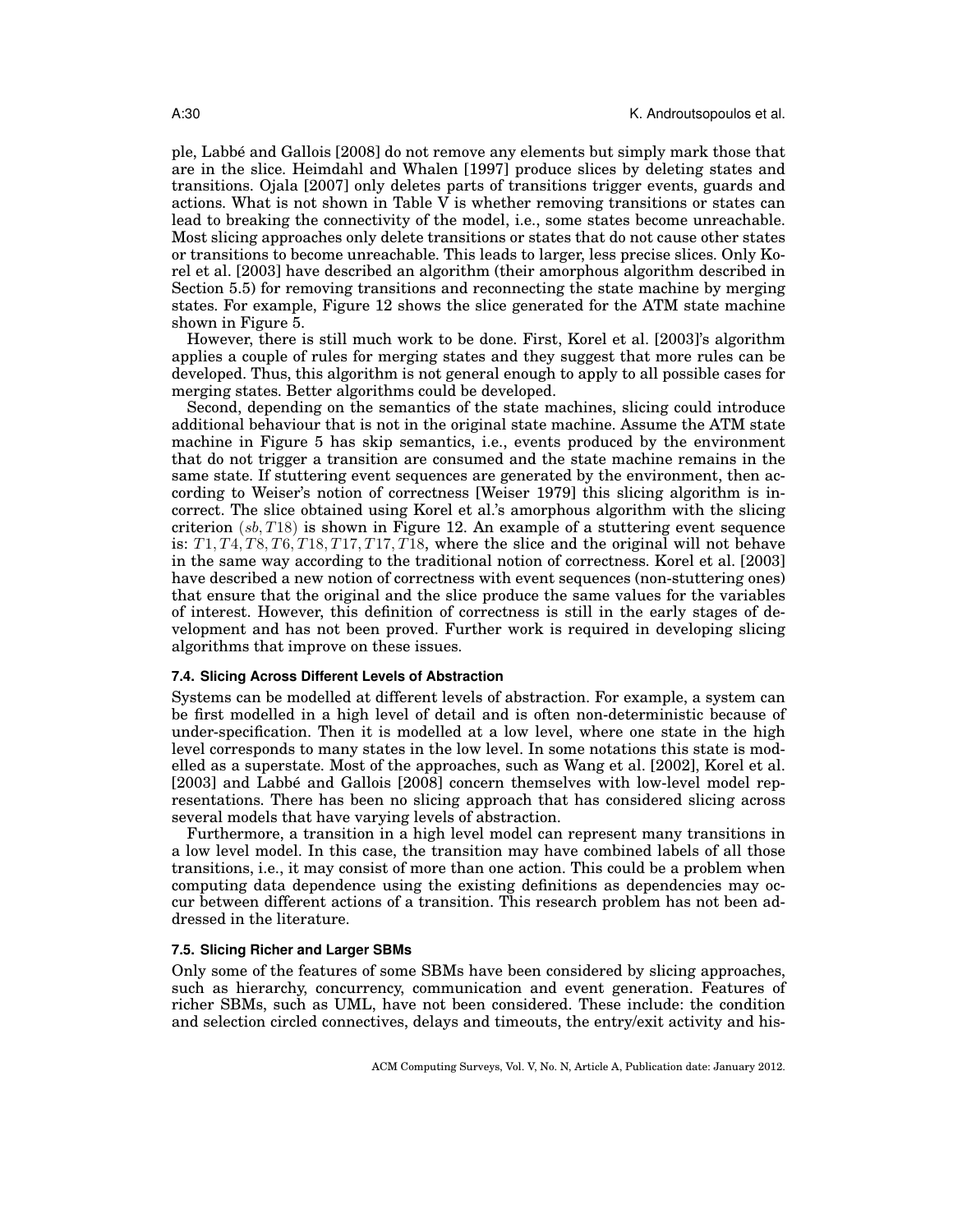ple, Labbé and Gallois [2008] do not remove any elements but simply mark those that are in the slice. Heimdahl and Whalen [1997] produce slices by deleting states and transitions. Ojala [2007] only deletes parts of transitions trigger events, guards and actions. What is not shown in Table V is whether removing transitions or states can lead to breaking the connectivity of the model, i.e., some states become unreachable. Most slicing approaches only delete transitions or states that do not cause other states or transitions to become unreachable. This leads to larger, less precise slices. Only Korel et al. [2003] have described an algorithm (their amorphous algorithm described in Section 5.5) for removing transitions and reconnecting the state machine by merging states. For example, Figure 12 shows the slice generated for the ATM state machine shown in Figure 5.

However, there is still much work to be done. First, Korel et al. [2003]'s algorithm applies a couple of rules for merging states and they suggest that more rules can be developed. Thus, this algorithm is not general enough to apply to all possible cases for merging states. Better algorithms could be developed.

Second, depending on the semantics of the state machines, slicing could introduce additional behaviour that is not in the original state machine. Assume the ATM state machine in Figure 5 has skip semantics, i.e., events produced by the environment that do not trigger a transition are consumed and the state machine remains in the same state. If stuttering event sequences are generated by the environment, then according to Weiser's notion of correctness [Weiser 1979] this slicing algorithm is incorrect. The slice obtained using Korel et al.'s amorphous algorithm with the slicing criterion $(sb, T18)$ is shown in Figure 12. An example of a stuttering event sequence is: $T1, T4, T8, T6, T18, T17, T17, T18$, where the slice and the original will not behave in the same way according to the traditional notion of correctness. Korel et al. [2003] have described a new notion of correctness with event sequences (non-stuttering ones) that ensure that the original and the slice produce the same values for the variables of interest. However, this definition of correctness is still in the early stages of development and has not been proved. Further work is required in developing slicing algorithms that improve on these issues.

### 7.4. Slicing Across Different Levels of Abstraction

Systems can be modelled at different levels of abstraction. For example, a system can be first modelled in a high level of detail and is often non-deterministic because of under-specification. Then it is modelled at a low level, where one state in the high level corresponds to many states in the low level. In some notations this state is modelled as a superstate. Most of the approaches, such as Wang et al. [2002], Korel et al. [2003] and Labbé and Gallois [2008] concern themselves with low-level model representations. There has been no slicing approach that has considered slicing across several models that have varying levels of abstraction.

Furthermore, a transition in a high level model can represent many transitions in a low level model. In this case, the transition may have combined labels of all those transitions, i.e., it may consist of more than one action. This could be a problem when computing data dependence using the existing definitions as dependencies may occur between different actions of a transition. This research problem has not been addressed in the literature.

### 7.5. Slicing Richer and Larger SBMs

Only some of the features of some SBMs have been considered by slicing approaches, such as hierarchy, concurrency, communication and event generation. Features of richer SBMs, such as UML, have not been considered. These include: the condition and selection circled connectives, delays and timeouts, the entry/exit activity and his-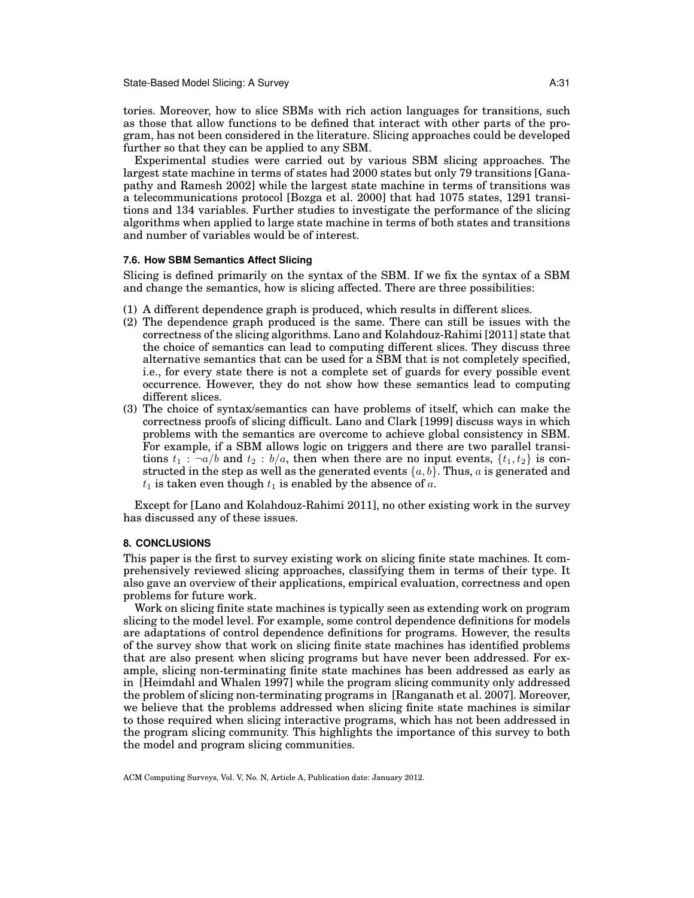tories. Moreover, how to slice SBMs with rich action languages for transitions, such as those that allow functions to be defined that interact with other parts of the program, has not been considered in the literature. Slicing approaches could be developed further so that they can be applied to any SBM.

Experimental studies were carried out by various SBM slicing approaches. The largest state machine in terms of states had 2000 states but only 79 transitions [Ganapathy and Ramesh 2002] while the largest state machine in terms of transitions was a telecommunications protocol [Bozga et al. 2000] that had 1075 states, 1291 transitions and 134 variables. Further studies to investigate the performance of the slicing algorithms when applied to large state machine in terms of both states and transitions and number of variables would be of interest.

### 7.6. How SBM Semantics Affect Slicing

Slicing is defined primarily on the syntax of the SBM. If we fix the syntax of a SBM and change the semantics, how is slicing affected. There are three possibilities:

(1) A different dependence graph is produced, which results in different slices.
(2) The dependence graph produced is the same. There can still be issues with the correctness of the slicing algorithms. Lano and Kolahdouz-Rahimi [2011] state that the choice of semantics can lead to computing different slices. They discuss three alternative semantics that can be used for a SBM that is not completely specified, i.e., for every state there is not a complete set of guards for every possible event occurrence. However, they do not show how these semantics lead to computing different slices.
(3) The choice of syntax/semantics can have problems of itself, which can make the correctness proofs of slicing difficult. Lano and Clark [1999] discuss ways in which problems with the semantics are overcome to achieve global consistency in SBM. For example, if a SBM allows logic on triggers and there are two parallel transitions $t_1 : \neg a/b$ and $t_2 : b/a$, then when there are no input events, $\{t_1, t_2\}$ is constructed in the step as well as the generated events $\{a, b\}$. Thus, $a$ is generated and $t_1$ is taken even though $t_1$ is enabled by the absence of $a$.

Except for [Lano and Kolahdouz-Rahimi 2011], no other existing work in the survey has discussed any of these issues.

## 8. CONCLUSIONS

This paper is the first to survey existing work on slicing finite state machines. It comprehensively reviewed slicing approaches, classifying them in terms of their type. It also gave an overview of their applications, empirical evaluation, correctness and open problems for future work.

Work on slicing finite state machines is typically seen as extending work on program slicing to the model level. For example, some control dependence definitions for models are adaptations of control dependence definitions for programs. However, the results of the survey show that work on slicing finite state machines has identified problems that are also present when slicing programs but have never been addressed. For example, slicing non-terminating finite state machines has been addressed as early as in [Heimdahl and Whalen 1997] while the program slicing community only addressed the problem of slicing non-terminating programs in [Ranganath et al. 2007]. Moreover, we believe that the problems addressed when slicing finite state machines is similar to those required when slicing interactive programs, which has not been addressed in the program slicing community. This highlights the importance of this survey to both the model and program slicing communities.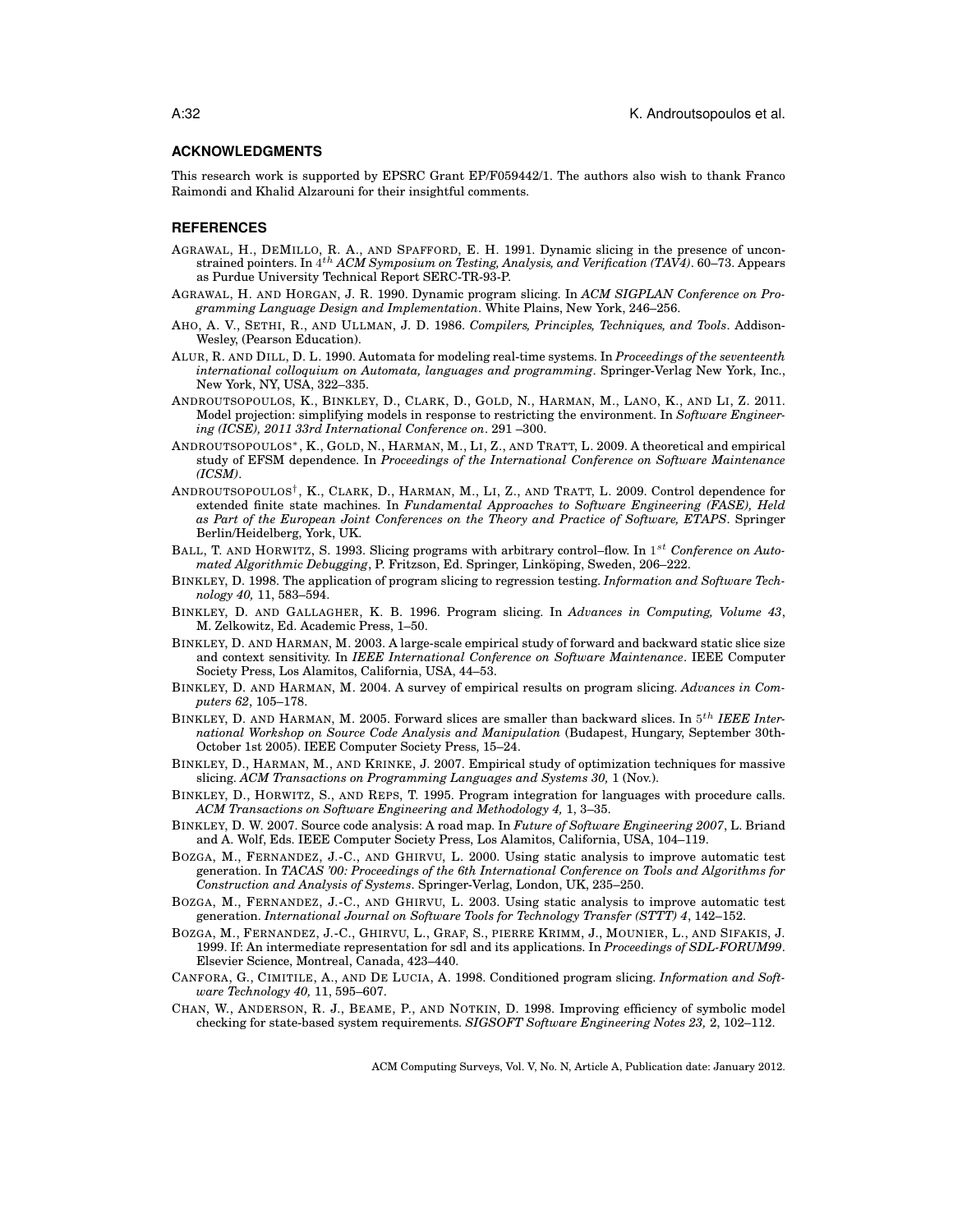## ACKNOWLEDGMENTS

This research work is supported by EPSRC Grant EP/F059442/1. The authors also wish to thank Franco Raimondi and Khalid Alzarouni for their insightful comments.

## REFERENCES

AGRAWAL, H., DEMILLO, R. A., AND SPAFFORD, E. H. 1991. Dynamic slicing in the presence of unconstrained pointers. In $4^{th}$ *ACM Symposium on Testing, Analysis, and Verification (TAV4)*. 60–73. Appears as Purdue University Technical Report SERC-TR-93-P.

AGRAWAL, H. AND HORGAN, J. R. 1990. Dynamic program slicing. In *ACM SIGPLAN Conference on Programming Language Design and Implementation*. White Plains, New York, 246–256.

AHO, A. V., SETHI, R., AND ULLMAN, J. D. 1986. *Compilers, Principles, Techniques, and Tools*. Addison-Wesley, (Pearson Education).

ALUR, R. AND DILL, D. L. 1990. Automata for modeling real-time systems. In *Proceedings of the seventeenth international colloquium on Automata, languages and programming*. Springer-Verlag New York, Inc., New York, NY, USA, 322–335.

ANDROUTSOPOULOS, K., BINKLEY, D., CLARK, D., GOLD, N., HARMAN, M., LANO, K., AND LI, Z. 2011. Model projection: simplifying models in response to restricting the environment. In *Software Engineering (ICSE), 2011 33rd International Conference on*. 291 –300.

ANDROUTSOPOULOS*, K., GOLD, N., HARMAN, M., LI, Z., AND TRATT, L. 2009. A theoretical and empirical study of EFSM dependence. In *Proceedings of the International Conference on Software Maintenance (ICSM)*.

ANDROUTSOPOULOS†, K., CLARK, D., HARMAN, M., LI, Z., AND TRATT, L. 2009. Control dependence for extended finite state machines. In *Fundamental Approaches to Software Engineering (FASE), Held as Part of the European Joint Conferences on the Theory and Practice of Software, ETAPS*. Springer Berlin/Heidelberg, York, UK.

BALL, T. AND HORWITZ, S. 1993. Slicing programs with arbitrary control–flow. In $1^{st}$ *Conference on Automated Algorithmic Debugging*, P. Fritzson, Ed. Springer, Linköping, Sweden, 206–222.

BINKLEY, D. 1998. The application of program slicing to regression testing. *Information and Software Technology 40,* 11, 583–594.

BINKLEY, D. AND GALLAGHER, K. B. 1996. Program slicing. In *Advances in Computing, Volume 43*, M. Zelkowitz, Ed. Academic Press, 1–50.

BINKLEY, D. AND HARMAN, M. 2003. A large-scale empirical study of forward and backward static slice size and context sensitivity. In *IEEE International Conference on Software Maintenance*. IEEE Computer Society Press, Los Alamitos, California, USA, 44–53.

BINKLEY, D. AND HARMAN, M. 2004. A survey of empirical results on program slicing. *Advances in Computers 62*, 105–178.

BINKLEY, D. AND HARMAN, M. 2005. Forward slices are smaller than backward slices. In $5^{th}$ *IEEE International Workshop on Source Code Analysis and Manipulation* (Budapest, Hungary, September 30th-October 1st 2005). IEEE Computer Society Press, 15–24.

BINKLEY, D., HARMAN, M., AND KRINKE, J. 2007. Empirical study of optimization techniques for massive slicing. *ACM Transactions on Programming Languages and Systems 30,* 1 (Nov.).

BINKLEY, D., HORWITZ, S., AND REPS, T. 1995. Program integration for languages with procedure calls. *ACM Transactions on Software Engineering and Methodology 4,* 1, 3–35.

BINKLEY, D. W. 2007. Source code analysis: A road map. In *Future of Software Engineering 2007*, L. Briand and A. Wolf, Eds. IEEE Computer Society Press, Los Alamitos, California, USA, 104–119.

BOZGA, M., FERNANDEZ, J.-C., AND GHIRVU, L. 2000. Using static analysis to improve automatic test generation. In *TACAS '00: Proceedings of the 6th International Conference on Tools and Algorithms for Construction and Analysis of Systems*. Springer-Verlag, London, UK, 235–250.

BOZGA, M., FERNANDEZ, J.-C., AND GHIRVU, L. 2003. Using static analysis to improve automatic test generation. *International Journal on Software Tools for Technology Transfer (STTT) 4*, 142–152.

BOZGA, M., FERNANDEZ, J.-C., GHIRVU, L., GRAF, S., PIERRE KRIMM, J., MOUNIER, L., AND SIFAKIS, J. 1999. If: An intermediate representation for sdl and its applications. In *Proceedings of SDL-FORUM99*. Elsevier Science, Montreal, Canada, 423–440.

CANFORA, G., CIMITILE, A., AND DE LUCIA, A. 1998. Conditioned program slicing. *Information and Software Technology 40,* 11, 595–607.

CHAN, W., ANDERSON, R. J., BEAME, P., AND NOTKIN, D. 1998. Improving efficiency of symbolic model checking for state-based system requirements. *SIGSOFT Software Engineering Notes 23,* 2, 102–112.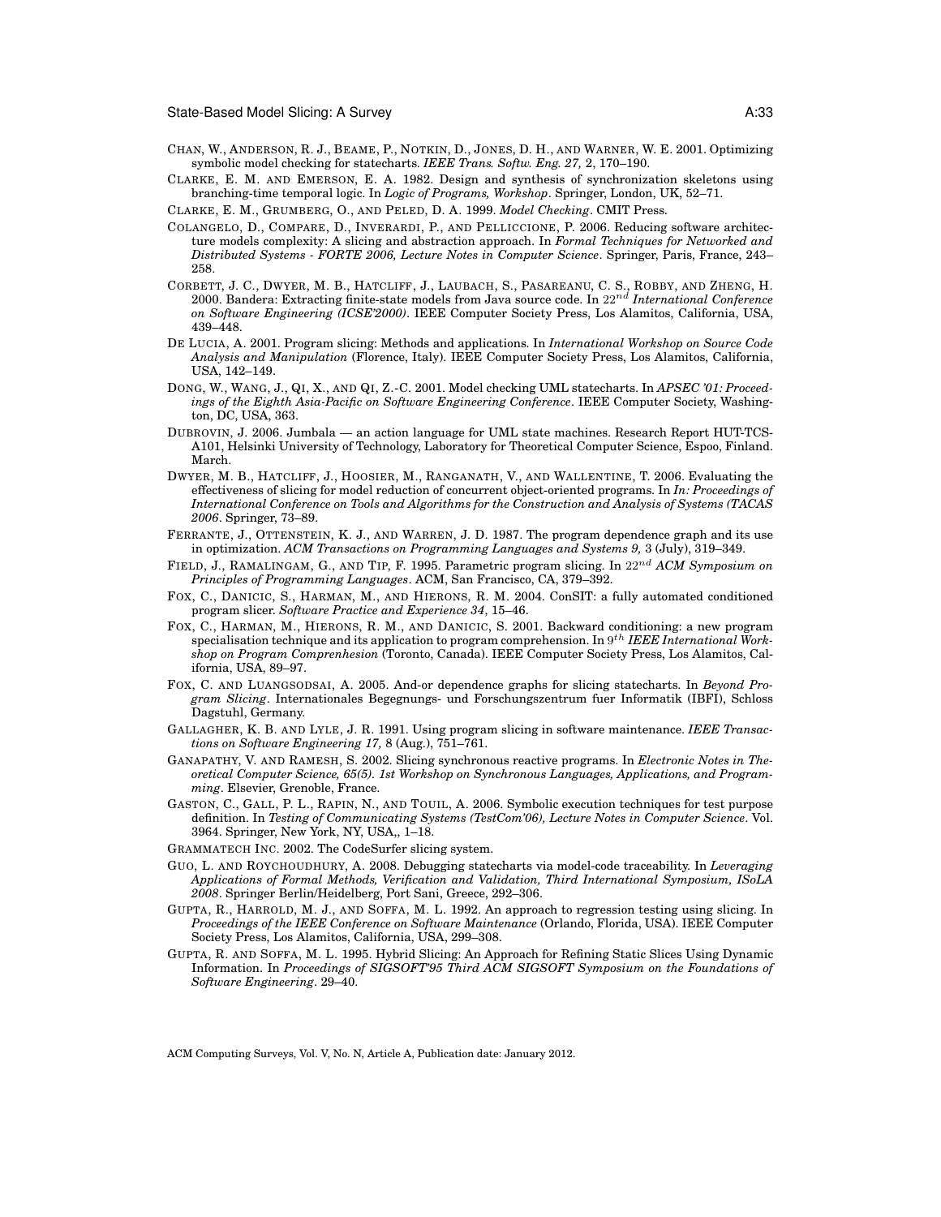CHAN, W., ANDERSON, R. J., BEAME, P., NOTKIN, D., JONES, D. H., AND WARNER, W. E. 2001. Optimizing symbolic model checking for statecharts. *IEEE Trans. Softw. Eng. 27,* 2, 170–190.

CLARKE, E. M. AND EMERSON, E. A. 1982. Design and synthesis of synchronization skeletons using branching-time temporal logic. In *Logic of Programs, Workshop*. Springer, London, UK, 52–71.

CLARKE, E. M., GRUMBERG, O., AND PELED, D. A. 1999. *Model Checking*. CMIT Press.

COLANGELO, D., COMPARE, D., INVERARDI, P., AND PELLICCIONE, P. 2006. Reducing software architecture models complexity: A slicing and abstraction approach. In *Formal Techniques for Networked and Distributed Systems - FORTE 2006, Lecture Notes in Computer Science*. Springer, Paris, France, 243–258.

CORBETT, J. C., DWYER, M. B., HATCLIFF, J., LAUBACH, S., PASAREANU, C. S., ROBBY, AND ZHENG, H. 2000. Bandera: Extracting finite-state models from Java source code. In $22^{nd}$ *International Conference on Software Engineering (ICSE'2000)*. IEEE Computer Society Press, Los Alamitos, California, USA, 439–448.

DE LUCIA, A. 2001. Program slicing: Methods and applications. In *International Workshop on Source Code Analysis and Manipulation* (Florence, Italy). IEEE Computer Society Press, Los Alamitos, California, USA, 142–149.

DONG, W., WANG, J., QI, X., AND QI, Z.-C. 2001. Model checking UML statecharts. In *APSEC '01: Proceedings of the Eighth Asia-Pacific on Software Engineering Conference*. IEEE Computer Society, Washington, DC, USA, 363.

DUBROVIN, J. 2006. Jumbala — an action language for UML state machines. Research Report HUT-TCS-A101, Helsinki University of Technology, Laboratory for Theoretical Computer Science, Espoo, Finland. March.

DWYER, M. B., HATCLIFF, J., HOOSIER, M., RANGANATH, V., AND WALLENTINE, T. 2006. Evaluating the effectiveness of slicing for model reduction of concurrent object-oriented programs. In *In: Proceedings of International Conference on Tools and Algorithms for the Construction and Analysis of Systems (TACAS 2006*. Springer, 73–89.

FERRANTE, J., OTTENSTEIN, K. J., AND WARREN, J. D. 1987. The program dependence graph and its use in optimization. *ACM Transactions on Programming Languages and Systems 9,* 3 (July), 319–349.

FIELD, J., RAMALINGAM, G., AND TIP, F. 1995. Parametric program slicing. In $22^{nd}$ *ACM Symposium on Principles of Programming Languages*. ACM, San Francisco, CA, 379–392.

FOX, C., DANICIC, S., HARMAN, M., AND HIERONS, R. M. 2004. ConSIT: a fully automated conditioned program slicer. *Software Practice and Experience 34*, 15–46.

FOX, C., HARMAN, M., HIERONS, R. M., AND DANICIC, S. 2001. Backward conditioning: a new program specialisation technique and its application to program comprehension. In $9^{th}$ *IEEE International Workshop on Program Comprenhesion* (Toronto, Canada). IEEE Computer Society Press, Los Alamitos, California, USA, 89–97.

FOX, C. AND LUANGSODSAI, A. 2005. And-or dependence graphs for slicing statecharts. In *Beyond Program Slicing*. Internationales Begegnungs- und Forschungszentrum fuer Informatik (IBFI), Schloss Dagstuhl, Germany.

GALLAGHER, K. B. AND LYLE, J. R. 1991. Using program slicing in software maintenance. *IEEE Transactions on Software Engineering 17,* 8 (Aug.), 751–761.

GANAPATHY, V. AND RAMESH, S. 2002. Slicing synchronous reactive programs. In *Electronic Notes in Theoretical Computer Science, 65(5). 1st Workshop on Synchronous Languages, Applications, and Programming*. Elsevier, Grenoble, France.

GASTON, C., GALL, P. L., RAPIN, N., AND TOUIL, A. 2006. Symbolic execution techniques for test purpose definition. In *Testing of Communicating Systems (TestCom'06), Lecture Notes in Computer Science*. Vol. 3964. Springer, New York, NY, USA,, 1–18.

GRAMMATECH INC. 2002. The CodeSurfer slicing system.

GUO, L. AND ROYCHOUDHURY, A. 2008. Debugging statecharts via model-code traceability. In *Leveraging Applications of Formal Methods, Verification and Validation, Third International Symposium, ISoLA 2008*. Springer Berlin/Heidelberg, Port Sani, Greece, 292–306.

GUPTA, R., HARROLD, M. J., AND SOFFA, M. L. 1992. An approach to regression testing using slicing. In *Proceedings of the IEEE Conference on Software Maintenance* (Orlando, Florida, USA). IEEE Computer Society Press, Los Alamitos, California, USA, 299–308.

GUPTA, R. AND SOFFA, M. L. 1995. Hybrid Slicing: An Approach for Refining Static Slices Using Dynamic Information. In *Proceedings of SIGSOFT'95 Third ACM SIGSOFT Symposium on the Foundations of Software Engineering*. 29–40.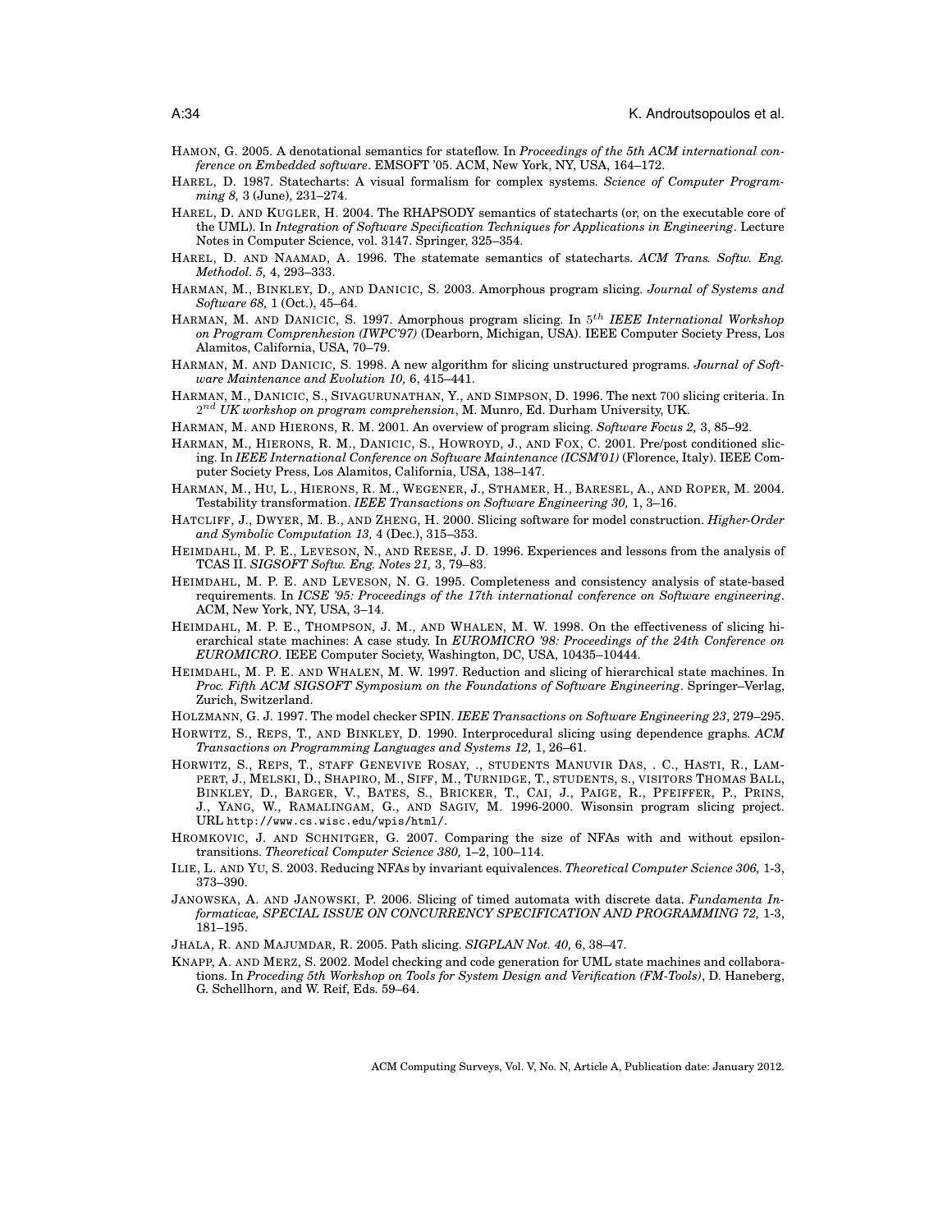HAMON, G. 2005. A denotational semantics for stateflow. In *Proceedings of the 5th ACM international conference on Embedded software*. EMSOFT '05. ACM, New York, NY, USA, 164–172.

HAREL, D. 1987. Statecharts: A visual formalism for complex systems. *Science of Computer Programming 8,* 3 (June), 231–274.

HAREL, D. AND KUGLER, H. 2004. The RHAPSODY semantics of statecharts (or, on the executable core of the UML). In *Integration of Software Specification Techniques for Applications in Engineering*. Lecture Notes in Computer Science, vol. 3147. Springer, 325–354.

HAREL, D. AND NAAMAD, A. 1996. The statemate semantics of statecharts. *ACM Trans. Softw. Eng. Methodol. 5,* 4, 293–333.

HARMAN, M., BINKLEY, D., AND DANICIC, S. 2003. Amorphous program slicing. *Journal of Systems and Software 68,* 1 (Oct.), 45–64.

HARMAN, M. AND DANICIC, S. 1997. Amorphous program slicing. In $5^{th}$ *IEEE International Workshop on Program Comprenhesion (IWPC'97)* (Dearborn, Michigan, USA). IEEE Computer Society Press, Los Alamitos, California, USA, 70–79.

HARMAN, M. AND DANICIC, S. 1998. A new algorithm for slicing unstructured programs. *Journal of Software Maintenance and Evolution 10,* 6, 415–441.

HARMAN, M., DANICIC, S., SIVAGURUNATHAN, Y., AND SIMPSON, D. 1996. The next 700 slicing criteria. In $2^{nd}$ *UK workshop on program comprehension*, M. Munro, Ed. Durham University, UK.

HARMAN, M. AND HIERONS, R. M. 2001. An overview of program slicing. *Software Focus 2,* 3, 85–92.

HARMAN, M., HIERONS, R. M., DANICIC, S., HOWROYD, J., AND FOX, C. 2001. Pre/post conditioned slicing. In *IEEE International Conference on Software Maintenance (ICSM'01)* (Florence, Italy). IEEE Computer Society Press, Los Alamitos, California, USA, 138–147.

HARMAN, M., HU, L., HIERONS, R. M., WEGENER, J., STHAMER, H., BARESEL, A., AND ROPER, M. 2004. Testability transformation. *IEEE Transactions on Software Engineering 30,* 1, 3–16.

HATCLIFF, J., DWYER, M. B., AND ZHENG, H. 2000. Slicing software for model construction. *Higher-Order and Symbolic Computation 13,* 4 (Dec.), 315–353.

HEIMDAHL, M. P. E., LEVESON, N., AND REESE, J. D. 1996. Experiences and lessons from the analysis of TCAS II. *SIGSOFT Softw. Eng. Notes 21,* 3, 79–83.

HEIMDAHL, M. P. E. AND LEVESON, N. G. 1995. Completeness and consistency analysis of state-based requirements. In *ICSE '95: Proceedings of the 17th international conference on Software engineering*. ACM, New York, NY, USA, 3–14.

HEIMDAHL, M. P. E., THOMPSON, J. M., AND WHALEN, M. W. 1998. On the effectiveness of slicing hierarchical state machines: A case study. In *EUROMICRO '98: Proceedings of the 24th Conference on EUROMICRO*. IEEE Computer Society, Washington, DC, USA, 10435–10444.

HEIMDAHL, M. P. E. AND WHALEN, M. W. 1997. Reduction and slicing of hierarchical state machines. In *Proc. Fifth ACM SIGSOFT Symposium on the Foundations of Software Engineering*. Springer–Verlag, Zurich, Switzerland.

HOLZMANN, G. J. 1997. The model checker SPIN. *IEEE Transactions on Software Engineering 23*, 279–295.

HORWITZ, S., REPS, T., AND BINKLEY, D. 1990. Interprocedural slicing using dependence graphs. *ACM Transactions on Programming Languages and Systems 12,* 1, 26–61.

HORWITZ, S., REPS, T., STAFF GENEVIVE ROSAY, ., STUDENTS MANUVIR DAS, . C., HASTI, R., LAMPERT, J., MELSKI, D., SHAPIRO, M., SIFF, M., TURNIDGE, T., STUDENTS, S., VISITORS THOMAS BALL, BINKLEY, D., BARGER, V., BATES, S., BRICKER, T., CAI, J., PAIGE, R., PFEIFFER, P., PRINS, J., YANG, W., RAMALINGAM, G., AND SAGIV, M. 1996-2000. Wisonsin program slicing project. URL `http://www.cs.wisc.edu/wpis/html/`.

HROMKOVIC, J. AND SCHNITGER, G. 2007. Comparing the size of NFAs with and without epsilon-transitions. *Theoretical Computer Science 380,* 1–2, 100–114.

ILIE, L. AND YU, S. 2003. Reducing NFAs by invariant equivalences. *Theoretical Computer Science 306,* 1-3, 373–390.

JANOWSKA, A. AND JANOWSKI, P. 2006. Slicing of timed automata with discrete data. *Fundamenta Informaticae, SPECIAL ISSUE ON CONCURRENCY SPECIFICATION AND PROGRAMMING 72,* 1-3, 181–195.

JHALA, R. AND MAJUMDAR, R. 2005. Path slicing. *SIGPLAN Not. 40,* 6, 38–47.

KNAPP, A. AND MERZ, S. 2002. Model checking and code generation for UML state machines and collaborations. In *Proceding 5th Workshop on Tools for System Design and Verification (FM-Tools)*, D. Haneberg, G. Schellhorn, and W. Reif, Eds. 59–64.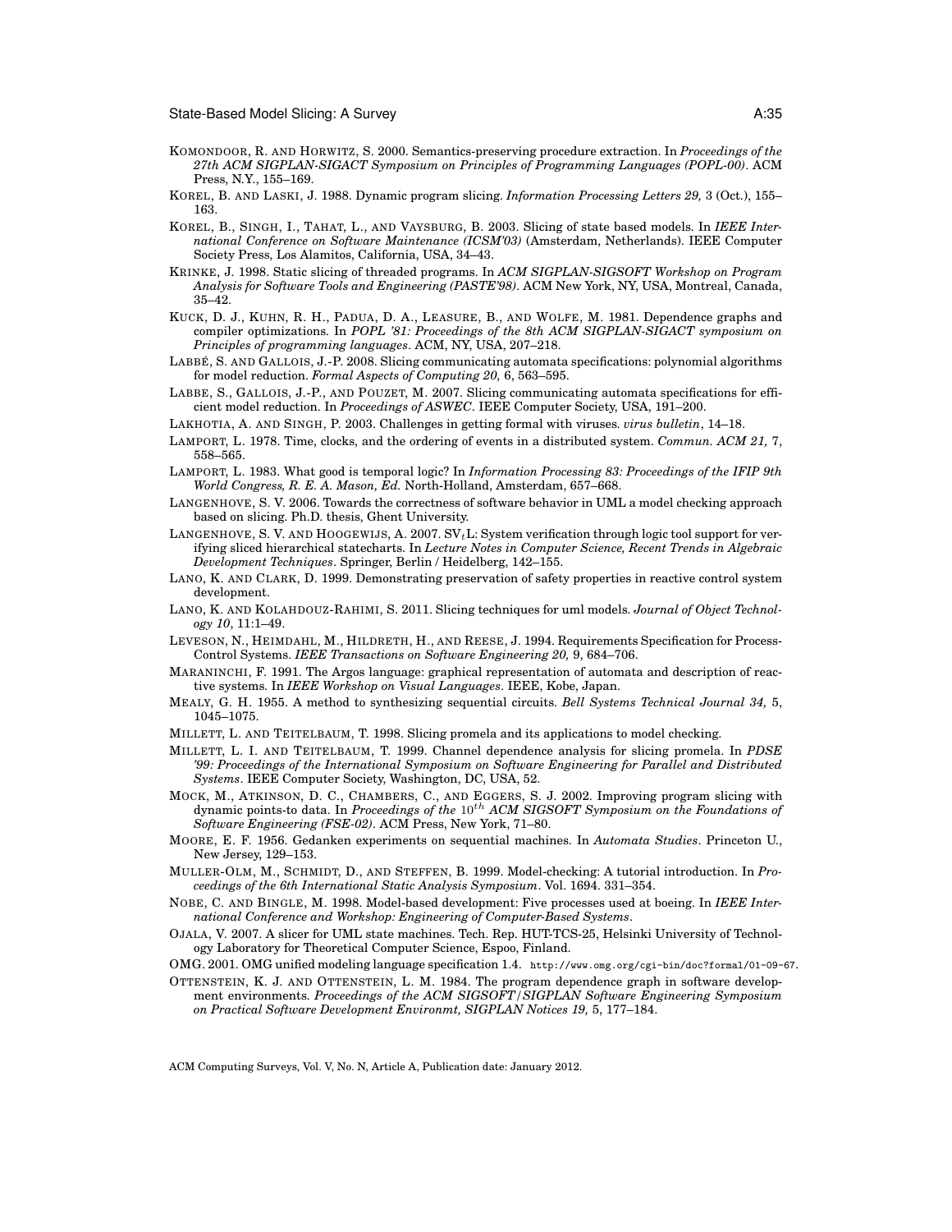KOMONDOOR, R. AND HORWITZ, S. 2000. Semantics-preserving procedure extraction. In *Proceedings of the 27th ACM SIGPLAN-SIGACT Symposium on Principles of Programming Languages (POPL-00)*. ACM Press, N.Y., 155–169.

KOREL, B. AND LASKI, J. 1988. Dynamic program slicing. *Information Processing Letters 29,* 3 (Oct.), 155–163.

KOREL, B., SINGH, I., TAHAT, L., AND VAYSBURG, B. 2003. Slicing of state based models. In *IEEE International Conference on Software Maintenance (ICSM'03)* (Amsterdam, Netherlands). IEEE Computer Society Press, Los Alamitos, California, USA, 34–43.

KRINKE, J. 1998. Static slicing of threaded programs. In *ACM SIGPLAN-SIGSOFT Workshop on Program Analysis for Software Tools and Engineering (PASTE'98)*. ACM New York, NY, USA, Montreal, Canada, 35–42.

KUCK, D. J., KUHN, R. H., PADUA, D. A., LEASURE, B., AND WOLFE, M. 1981. Dependence graphs and compiler optimizations. In *POPL '81: Proceedings of the 8th ACM SIGPLAN-SIGACT symposium on Principles of programming languages*. ACM, NY, USA, 207–218.

LABBÉ, S. AND GALLOIS, J.-P. 2008. Slicing communicating automata specifications: polynomial algorithms for model reduction. *Formal Aspects of Computing 20,* 6, 563–595.

LABBE, S., GALLOIS, J.-P., AND POUZET, M. 2007. Slicing communicating automata specifications for efficient model reduction. In *Proceedings of ASWEC*. IEEE Computer Society, USA, 191–200.

LAKHOTIA, A. AND SINGH, P. 2003. Challenges in getting formal with viruses. *virus bulletin*, 14–18.

LAMPORT, L. 1978. Time, clocks, and the ordering of events in a distributed system. *Commun. ACM 21,* 7, 558–565.

LAMPORT, L. 1983. What good is temporal logic? In *Information Processing 83: Proceedings of the IFIP 9th World Congress, R. E. A. Mason, Ed.* North-Holland, Amsterdam, 657–668.

LANGENHOVE, S. V. 2006. Towards the correctness of software behavior in UML a model checking approach based on slicing. Ph.D. thesis, Ghent University.

LANGENHOVE, S. V. AND HOOGEWIJS, A. 2007. SV$_t$L: System verification through logic tool support for verifying sliced hierarchical statecharts. In *Lecture Notes in Computer Science, Recent Trends in Algebraic Development Techniques*. Springer, Berlin / Heidelberg, 142–155.

LANO, K. AND CLARK, D. 1999. Demonstrating preservation of safety properties in reactive control system development.

LANO, K. AND KOLAHDOUZ-RAHIMI, S. 2011. Slicing techniques for uml models. *Journal of Object Technology 10*, 11:1–49.

LEVESON, N., HEIMDAHL, M., HILDRETH, H., AND REESE, J. 1994. Requirements Specification for Process-Control Systems. *IEEE Transactions on Software Engineering 20,* 9, 684–706.

MARANINCHI, F. 1991. The Argos language: graphical representation of automata and description of reactive systems. In *IEEE Workshop on Visual Languages*. IEEE, Kobe, Japan.

MEALY, G. H. 1955. A method to synthesizing sequential circuits. *Bell Systems Technical Journal 34,* 5, 1045–1075.

MILLETT, L. AND TEITELBAUM, T. 1998. Slicing promela and its applications to model checking.

MILLETT, L. I. AND TEITELBAUM, T. 1999. Channel dependence analysis for slicing promela. In *PDSE '99: Proceedings of the International Symposium on Software Engineering for Parallel and Distributed Systems*. IEEE Computer Society, Washington, DC, USA, 52.

MOCK, M., ATKINSON, D. C., CHAMBERS, C., AND EGGERS, S. J. 2002. Improving program slicing with dynamic points-to data. In *Proceedings of the $10^{th}$ ACM SIGSOFT Symposium on the Foundations of Software Engineering (FSE-02)*. ACM Press, New York, 71–80.

MOORE, E. F. 1956. Gedanken experiments on sequential machines. In *Automata Studies*. Princeton U., New Jersey, 129–153.

MULLER-OLM, M., SCHMIDT, D., AND STEFFEN, B. 1999. Model-checking: A tutorial introduction. In *Proceedings of the 6th International Static Analysis Symposium*. Vol. 1694. 331–354.

NOBE, C. AND BINGLE, M. 1998. Model-based development: Five processes used at boeing. In *IEEE International Conference and Workshop: Engineering of Computer-Based Systems*.

OJALA, V. 2007. A slicer for UML state machines. Tech. Rep. HUT-TCS-25, Helsinki University of Technology Laboratory for Theoretical Computer Science, Espoo, Finland.

OMG. 2001. OMG unified modeling language specification 1.4. `http://www.omg.org/cgi-bin/doc?formal/01-09-67`.

OTTENSTEIN, K. J. AND OTTENSTEIN, L. M. 1984. The program dependence graph in software development environments. *Proceedings of the ACM SIGSOFT/SIGPLAN Software Engineering Symposium on Practical Software Development Environmt, SIGPLAN Notices 19,* 5, 177–184.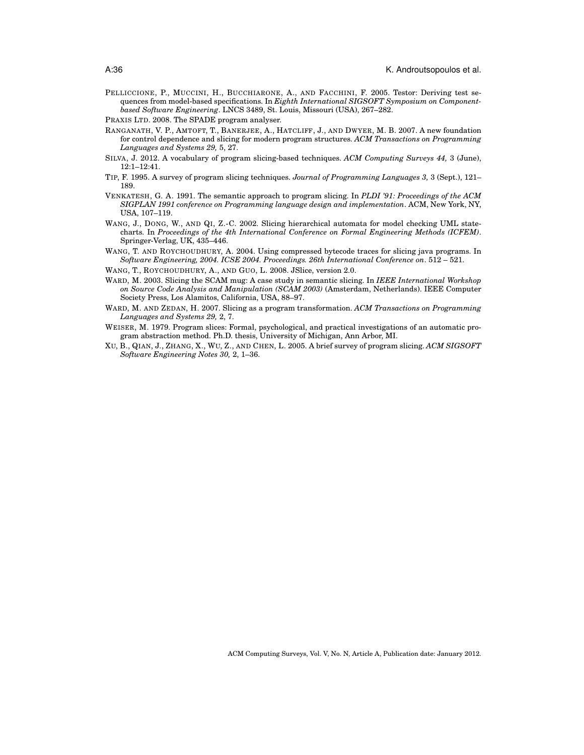PELLICCIONE, P., MUCCINI, H., BUCCHIARONE, A., AND FACCHINI, F. 2005. Testor: Deriving test sequences from model-based specifications. In *Eighth International SIGSOFT Symposium on Component-based Software Engineering*. LNCS 3489, St. Louis, Missouri (USA), 267–282.

PRAXIS LTD. 2008. The SPADE program analyser.

RANGANATH, V. P., AMTOFT, T., BANERJEE, A., HATCLIFF, J., AND DWYER, M. B. 2007. A new foundation for control dependence and slicing for modern program structures. *ACM Transactions on Programming Languages and Systems 29,* 5, 27.

SILVA, J. 2012. A vocabulary of program slicing-based techniques. *ACM Computing Surveys 44,* 3 (June), 12:1–12:41.

TIP, F. 1995. A survey of program slicing techniques. *Journal of Programming Languages 3,* 3 (Sept.), 121–189.

VENKATESH, G. A. 1991. The semantic approach to program slicing. In *PLDI '91: Proceedings of the ACM SIGPLAN 1991 conference on Programming language design and implementation*. ACM, New York, NY, USA, 107–119.

WANG, J., DONG, W., AND QI, Z.-C. 2002. Slicing hierarchical automata for model checking UML statecharts. In *Proceedings of the 4th International Conference on Formal Engineering Methods (ICFEM)*. Springer-Verlag, UK, 435–446.

WANG, T. AND ROYCHOUDHURY, A. 2004. Using compressed bytecode traces for slicing java programs. In *Software Engineering, 2004. ICSE 2004. Proceedings. 26th International Conference on*. 512 – 521.

WANG, T., ROYCHOUDHURY, A., AND GUO, L. 2008. JSlice, version 2.0.

WARD, M. 2003. Slicing the SCAM mug: A case study in semantic slicing. In *IEEE International Workshop on Source Code Analysis and Manipulation (SCAM 2003)* (Amsterdam, Netherlands). IEEE Computer Society Press, Los Alamitos, California, USA, 88–97.

WARD, M. AND ZEDAN, H. 2007. Slicing as a program transformation. *ACM Transactions on Programming Languages and Systems 29,* 2, 7.

WEISER, M. 1979. Program slices: Formal, psychological, and practical investigations of an automatic program abstraction method. Ph.D. thesis, University of Michigan, Ann Arbor, MI.

XU, B., QIAN, J., ZHANG, X., WU, Z., AND CHEN, L. 2005. A brief survey of program slicing. *ACM SIGSOFT Software Engineering Notes 30,* 2, 1–36.